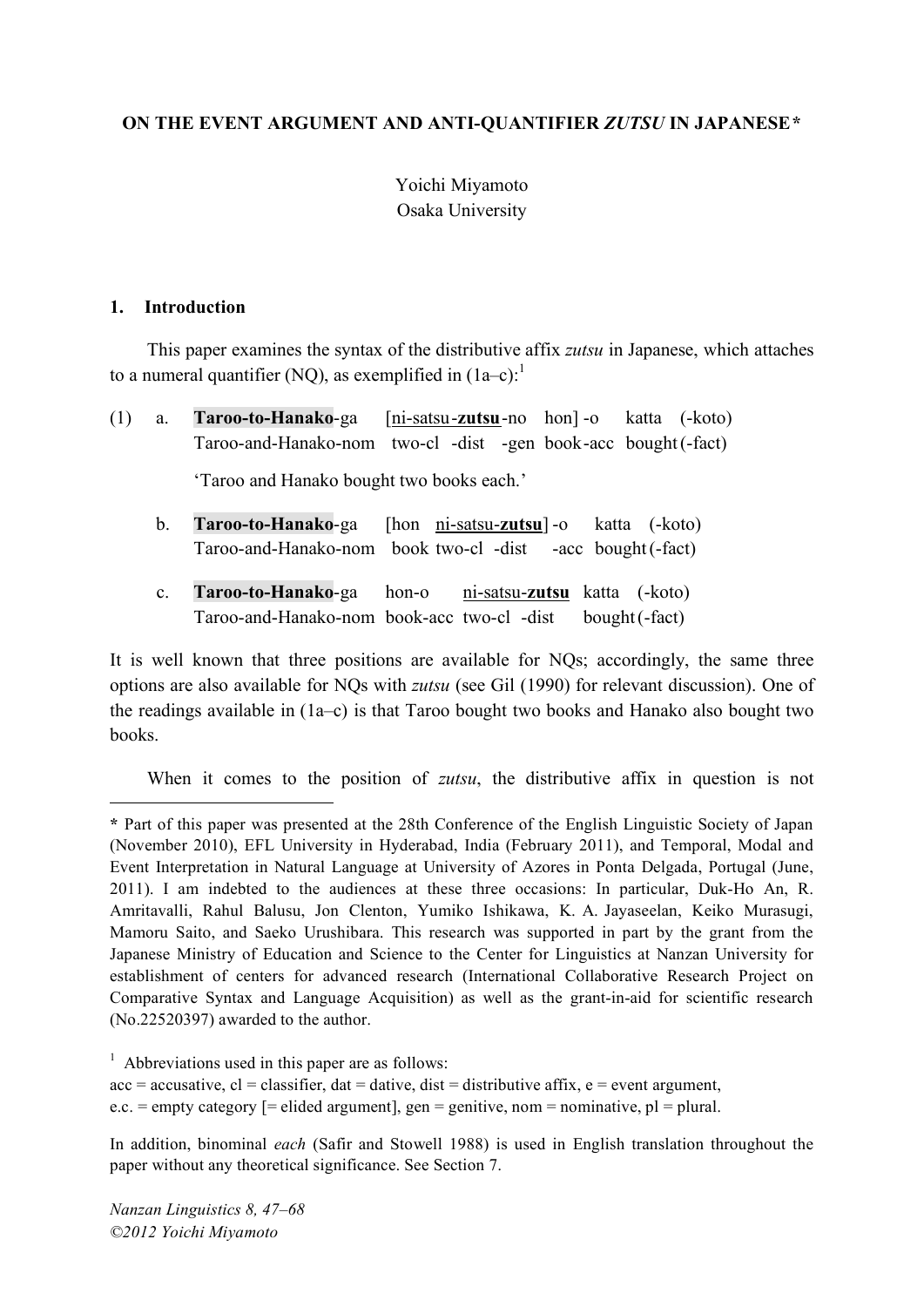# ON THE EVENT ARGUMENT AND ANTI-QUANTIFIER *ZUTSU* IN JAPANESE*

Yoichi Miyamoto
Osaka University

## 1. Introduction

This paper examines the syntax of the distributive affix *zutsu* in Japanese, which attaches to a numeral quantifier (NQ), as exemplified in (1a–c):[1]

(1) a. **Taroo-to-Hanako**-ga [ni-satsu-**zutsu**-no hon]-o katta (-koto)
Taroo-and-Hanako-nom two-cl -dist -gen book-acc bought (-fact)

'Taroo and Hanako bought two books each.'

b. **Taroo-to-Hanako**-ga [hon ni-satsu-**zutsu**]-o katta (-koto)
Taroo-and-Hanako-nom book two-cl -dist -acc bought (-fact)

c. **Taroo-to-Hanako**-ga hon-o ni-satsu-**zutsu** katta (-koto)
Taroo-and-Hanako-nom book-acc two-cl -dist bought (-fact)

It is well known that three positions are available for NQs; accordingly, the same three options are also available for NQs with *zutsu* (see Gil (1990) for relevant discussion). One of the readings available in (1a–c) is that Taroo bought two books and Hanako also bought two books.

When it comes to the position of *zutsu*, the distributive affix in question is not

---

\* Part of this paper was presented at the 28th Conference of the English Linguistic Society of Japan (November 2010), EFL University in Hyderabad, India (February 2011), and Temporal, Modal and Event Interpretation in Natural Language at University of Azores in Ponta Delgada, Portugal (June, 2011). I am indebted to the audiences at these three occasions: In particular, Duk-Ho An, R. Amritavalli, Rahul Balusu, Jon Clenton, Yumiko Ishikawa, K. A. Jayaseelan, Keiko Murasugi, Mamoru Saito, and Saeko Urushibara. This research was supported in part by the grant from the Japanese Ministry of Education and Science to the Center for Linguistics at Nanzan University for establishment of centers for advanced research (International Collaborative Research Project on Comparative Syntax and Language Acquisition) as well as the grant-in-aid for scientific research (No.22520397) awarded to the author.

[1] Abbreviations used in this paper are as follows:
acc = accusative, cl = classifier, dat = dative, dist = distributive affix, e = event argument, e.c. = empty category [= elided argument], gen = genitive, nom = nominative, pl = plural.

In addition, binominal *each* (Safir and Stowell 1988) is used in English translation throughout the paper without any theoretical significance. See Section 7.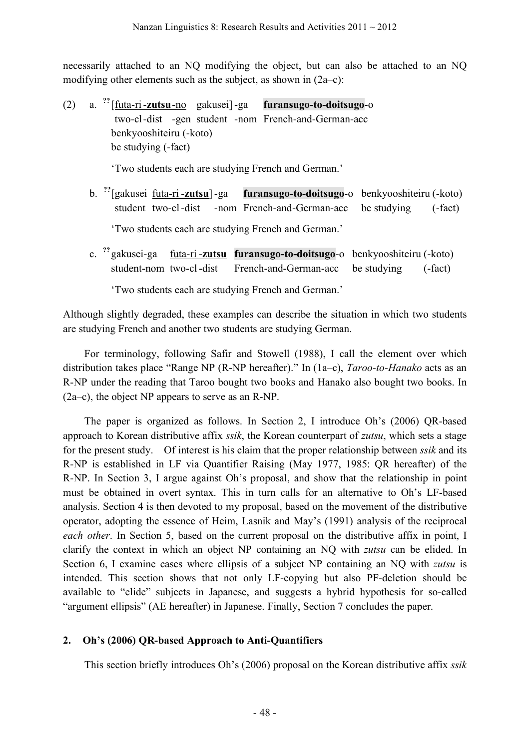necessarily attached to an NQ modifying the object, but can also be attached to an NQ modifying other elements such as the subject, as shown in (2a–c):

(2) a. ??[futa-ri-**zutsu**-no gakusei]-ga **furansugo-to-doitsugo**-o
   two-cl-dist -gen student -nom French-and-German-acc
   benkyooshiteiru (-koto)
   be studying (-fact)

   'Two students each are studying French and German.'

b. ??[gakusei futa-ri-**zutsu**]-ga **furansugo-to-doitsugo**-o benkyooshiteiru (-koto)
   student two-cl-dist -nom French-and-German-acc be studying (-fact)

   'Two students each are studying French and German.'

c. ??gakusei-ga futa-ri-**zutsu** **furansugo-to-doitsugo**-o benkyooshiteiru (-koto)
   student-nom two-cl-dist French-and-German-acc be studying (-fact)

   'Two students each are studying French and German.'

Although slightly degraded, these examples can describe the situation in which two students are studying French and another two students are studying German.

For terminology, following Safir and Stowell (1988), I call the element over which distribution takes place "Range NP (R-NP hereafter)." In (1a–c), *Taroo-to-Hanako* acts as an R-NP under the reading that Taroo bought two books and Hanako also bought two books. In (2a–c), the object NP appears to serve as an R-NP.

The paper is organized as follows. In Section 2, I introduce Oh's (2006) QR-based approach to Korean distributive affix *ssik*, the Korean counterpart of *zutsu*, which sets a stage for the present study. Of interest is his claim that the proper relationship between *ssik* and its R-NP is established in LF via Quantifier Raising (May 1977, 1985: QR hereafter) of the R-NP. In Section 3, I argue against Oh's proposal, and show that the relationship in point must be obtained in overt syntax. This in turn calls for an alternative to Oh's LF-based analysis. Section 4 is then devoted to my proposal, based on the movement of the distributive operator, adopting the essence of Heim, Lasnik and May's (1991) analysis of the reciprocal *each other*. In Section 5, based on the current proposal on the distributive affix in point, I clarify the context in which an object NP containing an NQ with *zutsu* can be elided. In Section 6, I examine cases where ellipsis of a subject NP containing an NQ with *zutsu* is intended. This section shows that not only LF-copying but also PF-deletion should be available to "elide" subjects in Japanese, and suggests a hybrid hypothesis for so-called "argument ellipsis" (AE hereafter) in Japanese. Finally, Section 7 concludes the paper.

## 2. Oh's (2006) QR-based Approach to Anti-Quantifiers

This section briefly introduces Oh's (2006) proposal on the Korean distributive affix *ssik*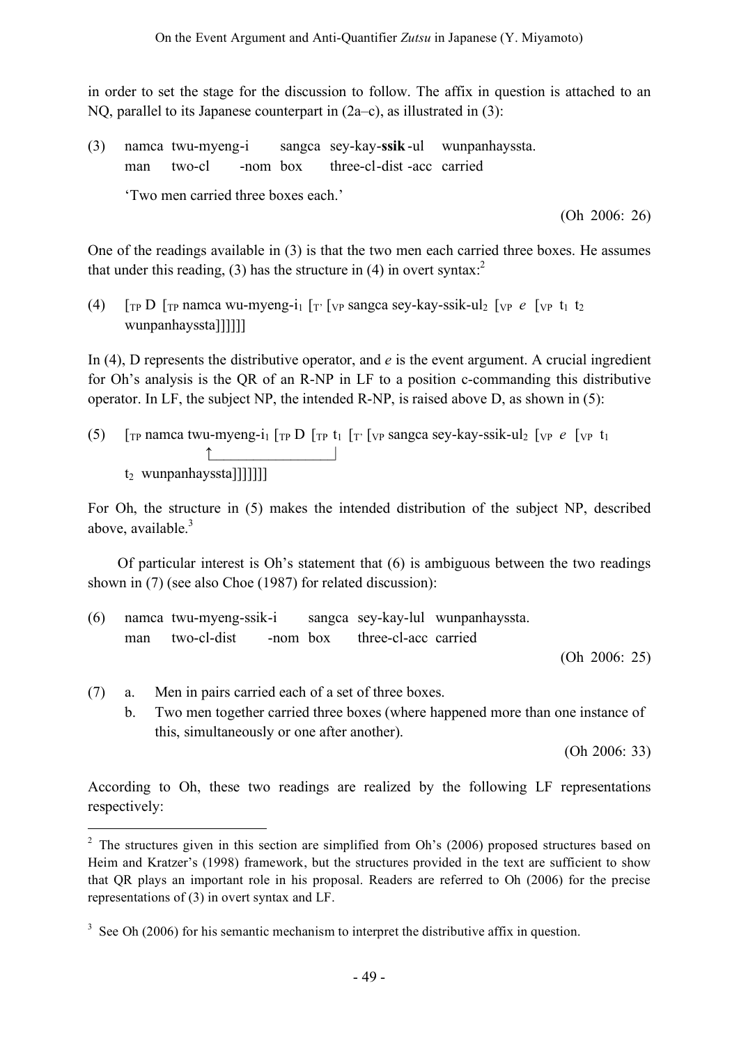in order to set the stage for the discussion to follow. The affix in question is attached to an NQ, parallel to its Japanese counterpart in (2a–c), as illustrated in (3):

(3) namca twu-myeng-i sangca sey-kay-**ssik**-ul wunpanhayssta.
man two-cl -nom box three-cl-dist -acc carried

'Two men carried three boxes each.'

(Oh 2006: 26)

One of the readings available in (3) is that the two men each carried three boxes. He assumes that under this reading, (3) has the structure in (4) in overt syntax:[2]

(4) [$_{TP}$ D [$_{TP}$ namca wu-myeng-i$_1$ [$_{T'}$ [$_{VP}$ sangca sey-kay-ssik-ul$_2$ [$_{VP}$ *e* [$_{VP}$ t$_1$ t$_2$ wunpanhayssta]]]]]]

In (4), D represents the distributive operator, and *e* is the event argument. A crucial ingredient for Oh's analysis is the QR of an R-NP in LF to a position c-commanding this distributive operator. In LF, the subject NP, the intended R-NP, is raised above D, as shown in (5):

(5) [$_{TP}$ namca twu-myeng-i$_1$ [$_{TP}$ D [$_{TP}$ t$_1$ [$_{T'}$ [$_{VP}$ sangca sey-kay-ssik-ul$_2$ [$_{VP}$ *e* [$_{VP}$ t$_1$ t$_2$ wunpanhayssta]]]]]]]

For Oh, the structure in (5) makes the intended distribution of the subject NP, described above, available.[3]

Of particular interest is Oh's statement that (6) is ambiguous between the two readings shown in (7) (see also Choe (1987) for related discussion):

(6) namca twu-myeng-ssik-i sangca sey-kay-lul wunpanhayssta.
man two-cl-dist -nom box three-cl-acc carried

(Oh 2006: 25)

(7) a. Men in pairs carried each of a set of three boxes.
b. Two men together carried three boxes (where happened more than one instance of this, simultaneously or one after another).

(Oh 2006: 33)

According to Oh, these two readings are realized by the following LF representations respectively:

---

[2] The structures given in this section are simplified from Oh's (2006) proposed structures based on Heim and Kratzer's (1998) framework, but the structures provided in the text are sufficient to show that QR plays an important role in his proposal. Readers are referred to Oh (2006) for the precise representations of (3) in overt syntax and LF.

[3] See Oh (2006) for his semantic mechanism to interpret the distributive affix in question.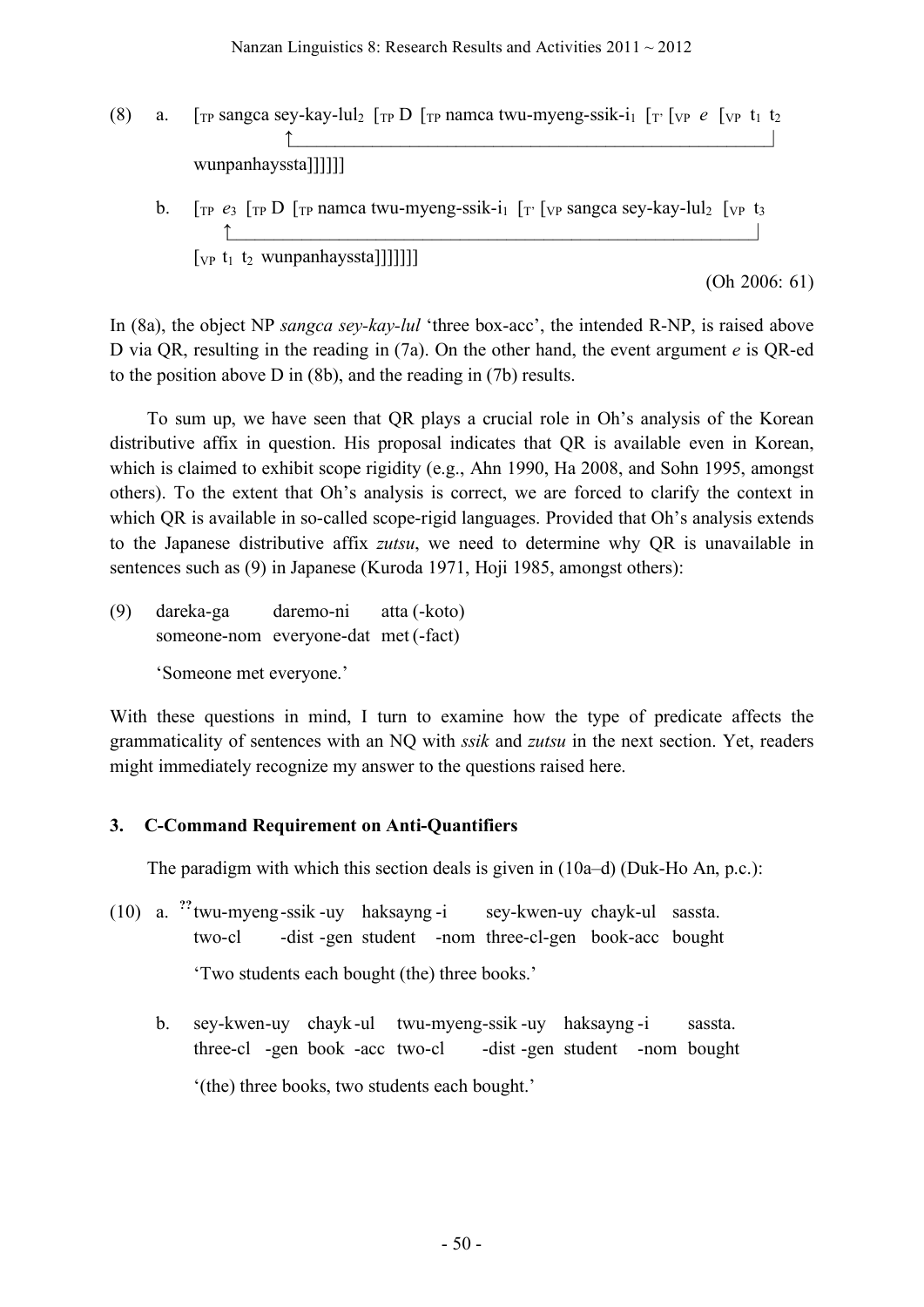(8) a. [TP sangca sey-kay-lul$_2$ [TP D [TP namca twu-myeng-ssik-i$_1$ [T' [vP *e* [vP t$_1$ t$_2$ wunpanhayssta]]]]]]

b. [TP *e*$_3$ [TP D [TP namca twu-myeng-ssik-i$_1$ [T' [vP sangca sey-kay-lul$_2$ [vP t$_3$ [vP t$_1$ t$_2$ wunpanhayssta]]]]]]]

(Oh 2006: 61)

In (8a), the object NP *sangca sey-kay-lul* 'three box-acc', the intended R-NP, is raised above D via QR, resulting in the reading in (7a). On the other hand, the event argument *e* is QR-ed to the position above D in (8b), and the reading in (7b) results.

To sum up, we have seen that QR plays a crucial role in Oh's analysis of the Korean distributive affix in question. His proposal indicates that QR is available even in Korean, which is claimed to exhibit scope rigidity (e.g., Ahn 1990, Ha 2008, and Sohn 1995, amongst others). To the extent that Oh's analysis is correct, we are forced to clarify the context in which QR is available in so-called scope-rigid languages. Provided that Oh's analysis extends to the Japanese distributive affix *zutsu*, we need to determine why QR is unavailable in sentences such as (9) in Japanese (Kuroda 1971, Hoji 1985, amongst others):

(9) dareka-ga daremo-ni atta (-koto)
someone-nom everyone-dat met (-fact)

'Someone met everyone.'

With these questions in mind, I turn to examine how the type of predicate affects the grammaticality of sentences with an NQ with *ssik* and *zutsu* in the next section. Yet, readers might immediately recognize my answer to the questions raised here.

## 3. C-Command Requirement on Anti-Quantifiers

The paradigm with which this section deals is given in (10a–d) (Duk-Ho An, p.c.):

(10) a. ??twu-myeng-ssik-uy haksayng-i sey-kwen-uy chayk-ul sassta.
two-cl-dist-gen student-nom three-cl-gen book-acc bought

'Two students each bought (the) three books.'

b. sey-kwen-uy chayk-ul twu-myeng-ssik-uy haksayng-i sassta.
three-cl-gen book-acc two-cl-dist-gen student-nom bought

'(the) three books, two students each bought.'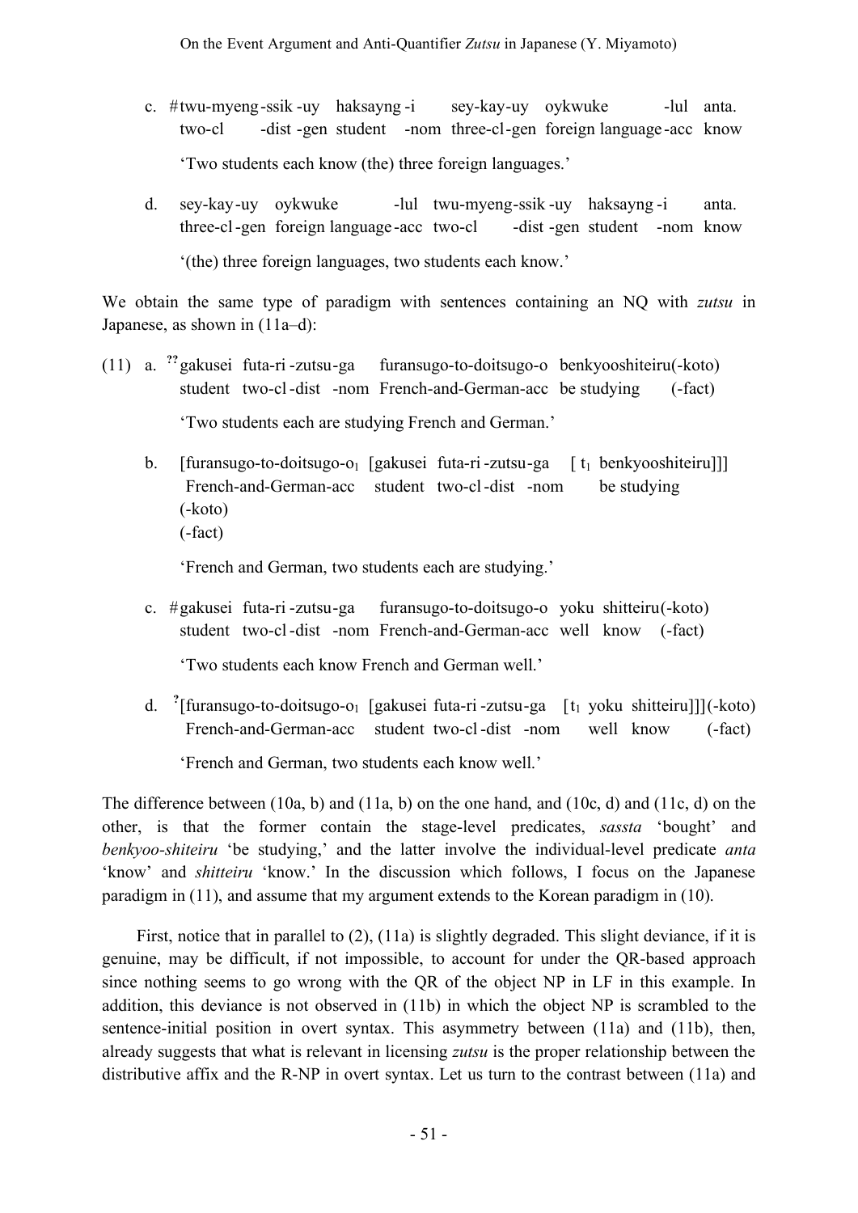c. #twu-myeng-ssik -uy haksayng -i sey-kay-uy oykwuke -lul anta.
   two-cl -dist -gen student -nom three-cl-gen foreign language -acc know

   'Two students each know (the) three foreign languages.'

d. sey-kay-uy oykwuke -lul twu-myeng-ssik -uy haksayng -i anta.
   three-cl-gen foreign language -acc two-cl -dist -gen student -nom know

   '(the) three foreign languages, two students each know.'

We obtain the same type of paradigm with sentences containing an NQ with *zutsu* in Japanese, as shown in (11a–d):

(11) a. ??gakusei futa-ri -zutsu-ga furansugo-to-doitsugo-o benkyooshiteiru(-koto)
   student two-cl -dist -nom French-and-German-acc be studying (-fact)

   'Two students each are studying French and German.'

b. [furansugo-to-doitsugo-o$_1$ [gakusei futa-ri -zutsu-ga [ t$_1$ benkyooshiteiru]]]
   French-and-German-acc student two-cl -dist -nom be studying
   (-koto)
   (-fact)

   'French and German, two students each are studying.'

c. #gakusei futa-ri -zutsu-ga furansugo-to-doitsugo-o yoku shitteiru(-koto)
   student two-cl -dist -nom French-and-German-acc well know (-fact)

   'Two students each know French and German well.'

d. ?[furansugo-to-doitsugo-o$_1$ [gakusei futa-ri -zutsu-ga [t$_1$ yoku shitteiru]]](-koto)
   French-and-German-acc student two-cl -dist -nom well know (-fact)

   'French and German, two students each know well.'

The difference between (10a, b) and (11a, b) on the one hand, and (10c, d) and (11c, d) on the other, is that the former contain the stage-level predicates, *sassta* 'bought' and *benkyoo-shiteiru* 'be studying,' and the latter involve the individual-level predicate *anta* 'know' and *shitteiru* 'know.' In the discussion which follows, I focus on the Japanese paradigm in (11), and assume that my argument extends to the Korean paradigm in (10).

First, notice that in parallel to (2), (11a) is slightly degraded. This slight deviance, if it is genuine, may be difficult, if not impossible, to account for under the QR-based approach since nothing seems to go wrong with the QR of the object NP in LF in this example. In addition, this deviance is not observed in (11b) in which the object NP is scrambled to the sentence-initial position in overt syntax. This asymmetry between (11a) and (11b), then, already suggests that what is relevant in licensing *zutsu* is the proper relationship between the distributive affix and the R-NP in overt syntax. Let us turn to the contrast between (11a) and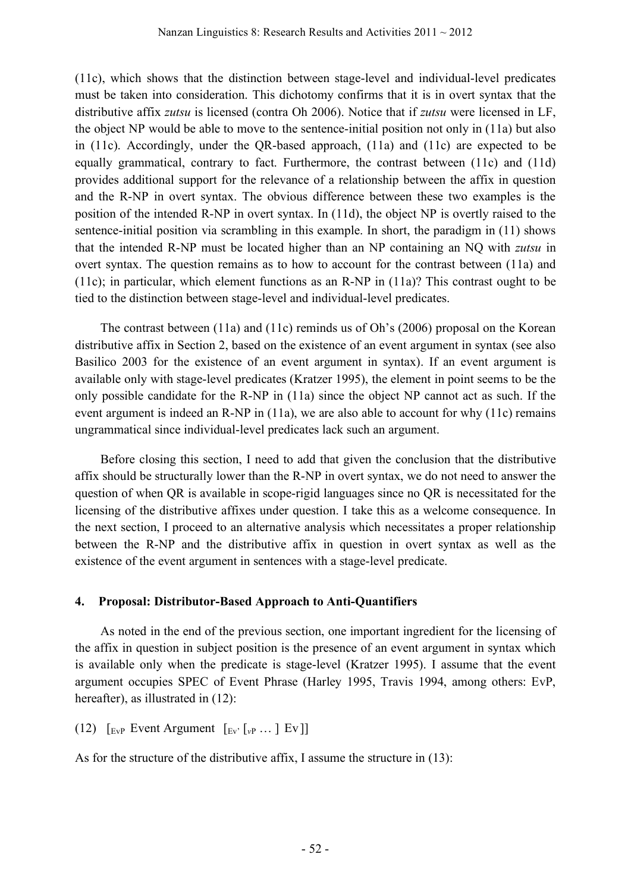(11c), which shows that the distinction between stage-level and individual-level predicates must be taken into consideration. This dichotomy confirms that it is in overt syntax that the distributive affix *zutsu* is licensed (contra Oh 2006). Notice that if *zutsu* were licensed in LF, the object NP would be able to move to the sentence-initial position not only in (11a) but also in (11c). Accordingly, under the QR-based approach, (11a) and (11c) are expected to be equally grammatical, contrary to fact. Furthermore, the contrast between (11c) and (11d) provides additional support for the relevance of a relationship between the affix in question and the R-NP in overt syntax. The obvious difference between these two examples is the position of the intended R-NP in overt syntax. In (11d), the object NP is overtly raised to the sentence-initial position via scrambling in this example. In short, the paradigm in (11) shows that the intended R-NP must be located higher than an NP containing an NQ with *zutsu* in overt syntax. The question remains as to how to account for the contrast between (11a) and (11c); in particular, which element functions as an R-NP in (11a)? This contrast ought to be tied to the distinction between stage-level and individual-level predicates.

The contrast between (11a) and (11c) reminds us of Oh's (2006) proposal on the Korean distributive affix in Section 2, based on the existence of an event argument in syntax (see also Basilico 2003 for the existence of an event argument in syntax). If an event argument is available only with stage-level predicates (Kratzer 1995), the element in point seems to be the only possible candidate for the R-NP in (11a) since the object NP cannot act as such. If the event argument is indeed an R-NP in (11a), we are also able to account for why (11c) remains ungrammatical since individual-level predicates lack such an argument.

Before closing this section, I need to add that given the conclusion that the distributive affix should be structurally lower than the R-NP in overt syntax, we do not need to answer the question of when QR is available in scope-rigid languages since no QR is necessitated for the licensing of the distributive affixes under question. I take this as a welcome consequence. In the next section, I proceed to an alternative analysis which necessitates a proper relationship between the R-NP and the distributive affix in question in overt syntax as well as the existence of the event argument in sentences with a stage-level predicate.

## 4. Proposal: Distributor-Based Approach to Anti-Quantifiers

As noted in the end of the previous section, one important ingredient for the licensing of the affix in question in subject position is the presence of an event argument in syntax which is available only when the predicate is stage-level (Kratzer 1995). I assume that the event argument occupies SPEC of Event Phrase (Harley 1995, Travis 1994, among others: EvP, hereafter), as illustrated in (12):

(12) $[_{EvP}$ Event Argument $[_{Ev'}$ $[_{vP}$ … $]$ Ev$]]$

As for the structure of the distributive affix, I assume the structure in (13):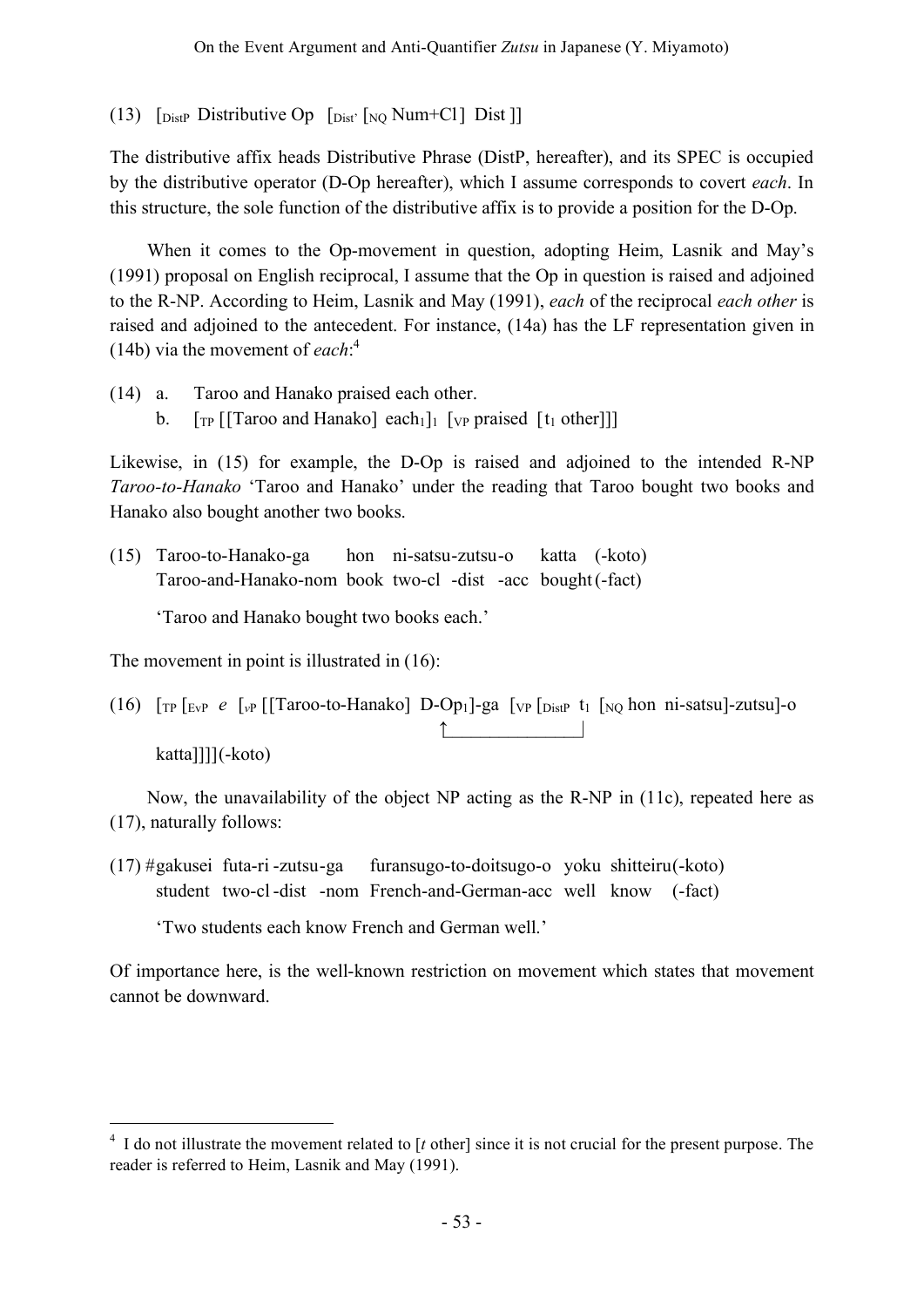(13) [$_{DistP}$ Distributive Op [$_{Dist'}$ [$_{NQ}$ Num+Cl] Dist ]]

The distributive affix heads Distributive Phrase (DistP, hereafter), and its SPEC is occupied by the distributive operator (D-Op hereafter), which I assume corresponds to covert *each*. In this structure, the sole function of the distributive affix is to provide a position for the D-Op.

When it comes to the Op-movement in question, adopting Heim, Lasnik and May's (1991) proposal on English reciprocal, I assume that the Op in question is raised and adjoined to the R-NP. According to Heim, Lasnik and May (1991), *each* of the reciprocal *each other* is raised and adjoined to the antecedent. For instance, (14a) has the LF representation given in (14b) via the movement of *each*:[4]

(14) a. Taroo and Hanako praised each other.
     b. [$_{TP}$ [[Taroo and Hanako] each$_1$]$_1$ [$_{VP}$ praised [t$_1$ other]]]

Likewise, in (15) for example, the D-Op is raised and adjoined to the intended R-NP *Taroo-to-Hanako* 'Taroo and Hanako' under the reading that Taroo bought two books and Hanako also bought another two books.

(15) Taroo-to-Hanako-ga hon ni-satsu-zutsu-o katta (-koto)
     Taroo-and-Hanako-nom book two-cl -dist -acc bought (-fact)

     'Taroo and Hanako bought two books each.'

The movement in point is illustrated in (16):

(16) [$_{TP}$ [$_{EvP}$ *e* [$_{vP}$ [[Taroo-to-Hanako] D-Op$_1$]-ga [$_{VP}$ [$_{DistP}$ t$_1$ [$_{NQ}$ hon ni-satsu]-zutsu]-o katta]]]](-koto)

Now, the unavailability of the object NP acting as the R-NP in (11c), repeated here as (17), naturally follows:

(17) #gakusei futa-ri -zutsu-ga furansugo-to-doitsugo-o yoku shitteiru(-koto)
     student two-cl -dist -nom French-and-German-acc well know (-fact)

     'Two students each know French and German well.'

Of importance here, is the well-known restriction on movement which states that movement cannot be downward.

---

[4] I do not illustrate the movement related to [*t* other] since it is not crucial for the present purpose. The reader is referred to Heim, Lasnik and May (1991).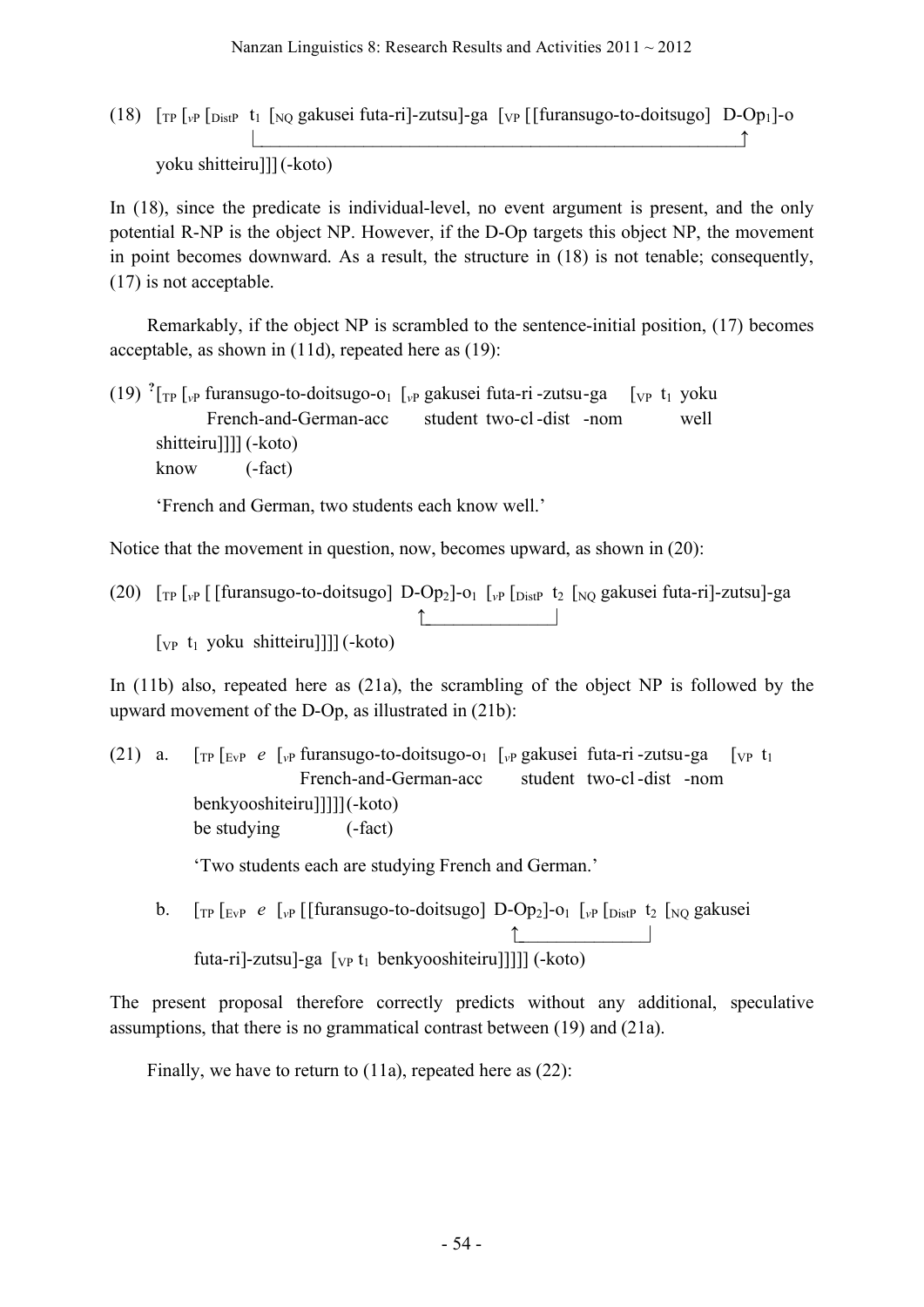(18) [$_{TP}$ [$_{vP}$ [$_{DistP}$ t$_1$ [$_{NQ}$ gakusei futa-ri]-zutsu]-ga [$_{VP}$ [[furansugo-to-doitsugo] D-Op$_1$]-o yoku shitteiru]]] (-koto)

In (18), since the predicate is individual-level, no event argument is present, and the only potential R-NP is the object NP. However, if the D-Op targets this object NP, the movement in point becomes downward. As a result, the structure in (18) is not tenable; consequently, (17) is not acceptable.

Remarkably, if the object NP is scrambled to the sentence-initial position, (17) becomes acceptable, as shown in (11d), repeated here as (19):

(19) $^{?}$[$_{TP}$ [$_{vP}$ furansugo-to-doitsugo-o$_1$ [$_{vP}$ gakusei futa-ri -zutsu-ga [$_{VP}$ t$_1$ yoku shitteiru]]]] (-koto)
French-and-German-acc student two-cl -dist -nom well know (-fact)

'French and German, two students each know well.'

Notice that the movement in question, now, becomes upward, as shown in (20):

(20) [$_{TP}$ [$_{vP}$ [ [furansugo-to-doitsugo] D-Op$_2$]-o$_1$ [$_{vP}$ [$_{DistP}$ t$_2$ [$_{NQ}$ gakusei futa-ri]-zutsu]-ga [$_{VP}$ t$_1$ yoku shitteiru]]]] (-koto)

In (11b) also, repeated here as (21a), the scrambling of the object NP is followed by the upward movement of the D-Op, as illustrated in (21b):

(21) a. [$_{TP}$ [$_{EvP}$ *e* [$_{vP}$ furansugo-to-doitsugo-o$_1$ [$_{vP}$ gakusei futa-ri -zutsu-ga [$_{VP}$ t$_1$ benkyooshiteiru]]]]] (-koto)
French-and-German-acc student two-cl -dist -nom be studying (-fact)

'Two students each are studying French and German.'

b. [$_{TP}$ [$_{EvP}$ *e* [$_{vP}$ [[furansugo-to-doitsugo] D-Op$_2$]-o$_1$ [$_{vP}$ [$_{DistP}$ t$_2$ [$_{NQ}$ gakusei futa-ri]-zutsu]-ga [$_{VP}$ t$_1$ benkyooshiteiru]]]]] (-koto)

The present proposal therefore correctly predicts without any additional, speculative assumptions, that there is no grammatical contrast between (19) and (21a).

Finally, we have to return to (11a), repeated here as (22):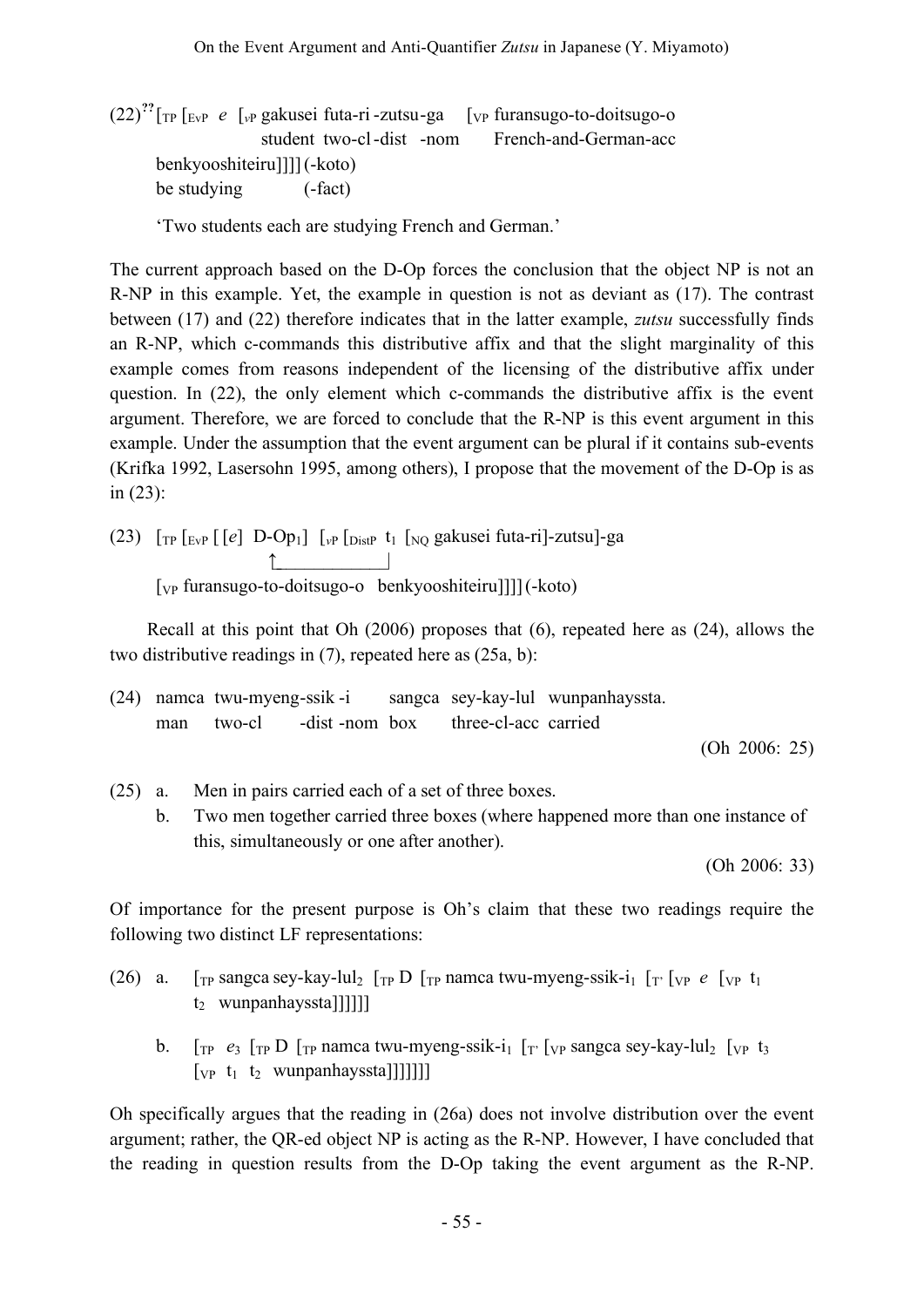(22)$^{??}$[$_{TP}$ [$_{EvP}$ *e* [$_{vP}$ gakusei futa-ri -zutsu-ga [$_{VP}$ furansugo-to-doitsugo-o
student two-cl -dist -nom French-and-German-acc
benkyooshiteiru]]]] (-koto)
be studying (-fact)

'Two students each are studying French and German.'

The current approach based on the D-Op forces the conclusion that the object NP is not an R-NP in this example. Yet, the example in question is not as deviant as (17). The contrast between (17) and (22) therefore indicates that in the latter example, *zutsu* successfully finds an R-NP, which c-commands this distributive affix and that the slight marginality of this example comes from reasons independent of the licensing of the distributive affix under question. In (22), the only element which c-commands the distributive affix is the event argument. Therefore, we are forced to conclude that the R-NP is this event argument in this example. Under the assumption that the event argument can be plural if it contains sub-events (Krifka 1992, Lasersohn 1995, among others), I propose that the movement of the D-Op is as in (23):

(23) [$_{TP}$ [$_{EvP}$ [ [*e*] D-Op$_1$] [$_{vP}$ [$_{DistP}$ t$_1$ [$_{NQ}$ gakusei futa-ri]-zutsu]-ga
[$_{VP}$ furansugo-to-doitsugo-o benkyooshiteiru]]]] (-koto)

Recall at this point that Oh (2006) proposes that (6), repeated here as (24), allows the two distributive readings in (7), repeated here as (25a, b):

(24) namca twu-myeng-ssik -i sangca sey-kay-lul wunpanhayssta.
man two-cl -dist -nom box three-cl-acc carried
(Oh 2006: 25)

(25) a. Men in pairs carried each of a set of three boxes.
b. Two men together carried three boxes (where happened more than one instance of this, simultaneously or one after another).
(Oh 2006: 33)

Of importance for the present purpose is Oh's claim that these two readings require the following two distinct LF representations:

(26) a. [$_{TP}$ sangca sey-kay-lul$_2$ [$_{TP}$ D [$_{TP}$ namca twu-myeng-ssik-i$_1$ [$_{T'}$ [$_{VP}$ *e* [$_{VP}$ t$_1$ t$_2$ wunpanhayssta]]]]]]

b. [$_{TP}$ *e*$_3$ [$_{TP}$ D [$_{TP}$ namca twu-myeng-ssik-i$_1$ [$_{T'}$ [$_{VP}$ sangca sey-kay-lul$_2$ [$_{VP}$ t$_3$ [$_{VP}$ t$_1$ t$_2$ wunpanhayssta]]]]]]]

Oh specifically argues that the reading in (26a) does not involve distribution over the event argument; rather, the QR-ed object NP is acting as the R-NP. However, I have concluded that the reading in question results from the D-Op taking the event argument as the R-NP.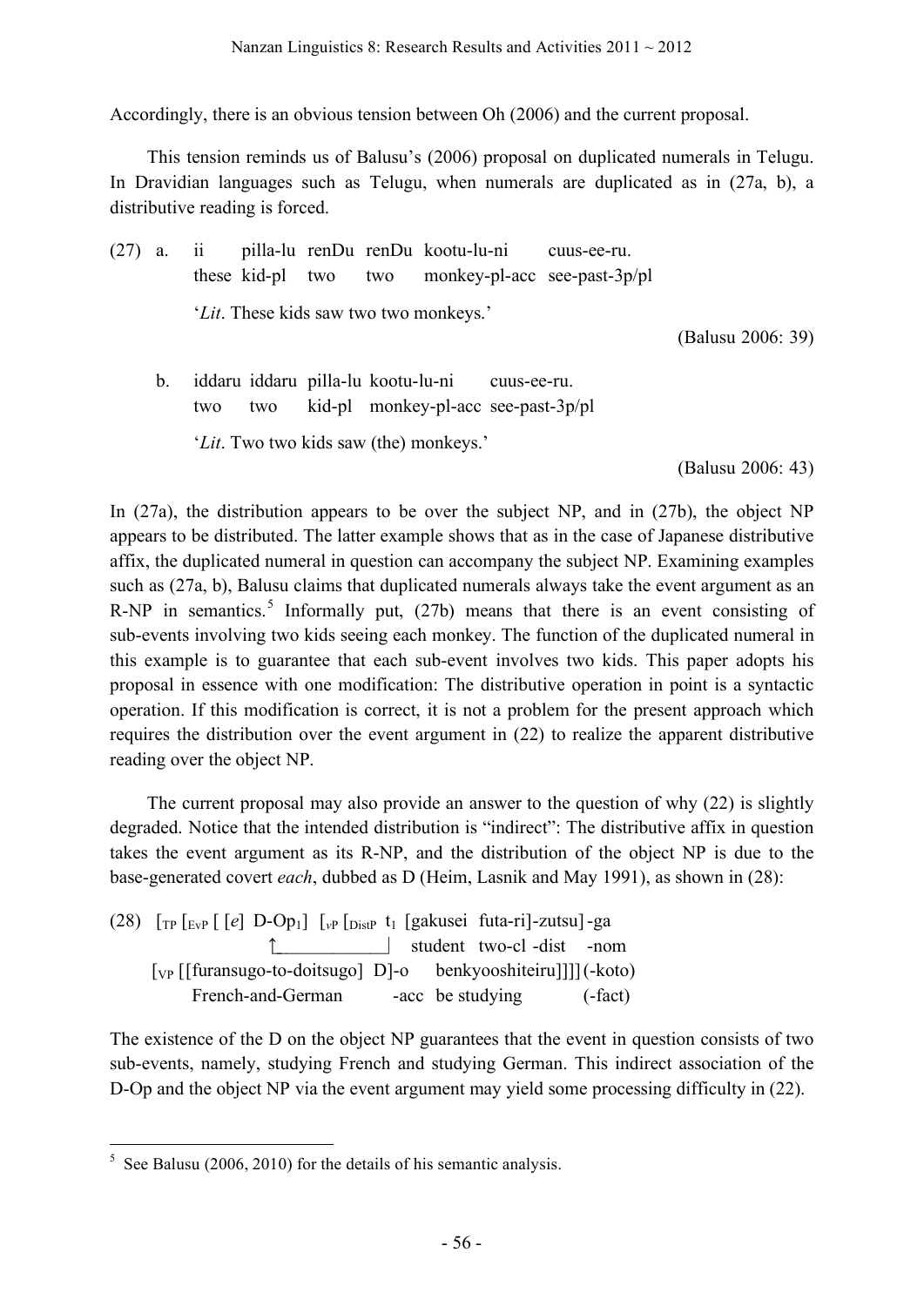Accordingly, there is an obvious tension between Oh (2006) and the current proposal.

This tension reminds us of Balusu's (2006) proposal on duplicated numerals in Telugu. In Dravidian languages such as Telugu, when numerals are duplicated as in (27a, b), a distributive reading is forced.

(27) a. ii pilla-lu renDu renDu kootu-lu-ni cuus-ee-ru.
these kid-pl two two monkey-pl-acc see-past-3p/pl

'*Lit*. These kids saw two two monkeys.'

(Balusu 2006: 39)

b. iddaru iddaru pilla-lu kootu-lu-ni cuus-ee-ru.
two two kid-pl monkey-pl-acc see-past-3p/pl

'*Lit*. Two two kids saw (the) monkeys.'

(Balusu 2006: 43)

In (27a), the distribution appears to be over the subject NP, and in (27b), the object NP appears to be distributed. The latter example shows that as in the case of Japanese distributive affix, the duplicated numeral in question can accompany the subject NP. Examining examples such as (27a, b), Balusu claims that duplicated numerals always take the event argument as an R-NP in semantics.[5] Informally put, (27b) means that there is an event consisting of sub-events involving two kids seeing each monkey. The function of the duplicated numeral in this example is to guarantee that each sub-event involves two kids. This paper adopts his proposal in essence with one modification: The distributive operation in point is a syntactic operation. If this modification is correct, it is not a problem for the present approach which requires the distribution over the event argument in (22) to realize the apparent distributive reading over the object NP.

The current proposal may also provide an answer to the question of why (22) is slightly degraded. Notice that the intended distribution is "indirect": The distributive affix in question takes the event argument as its R-NP, and the distribution of the object NP is due to the base-generated covert *each*, dubbed as D (Heim, Lasnik and May 1991), as shown in (28):

(28) [$_{TP}$ [$_{EvP}$ [ [*e*] D-Op$_1$] [$_{vP}$ [$_{DistP}$ t$_1$ [gakusei futa-ri]-zutsu] -ga
↑____________| student two-cl -dist -nom
[$_{VP}$ [[furansugo-to-doitsugo] D]-o benkyooshiteiru]]]] (-koto)
French-and-German -acc be studying (-fact)

The existence of the D on the object NP guarantees that the event in question consists of two sub-events, namely, studying French and studying German. This indirect association of the D-Op and the object NP via the event argument may yield some processing difficulty in (22).

[5] See Balusu (2006, 2010) for the details of his semantic analysis.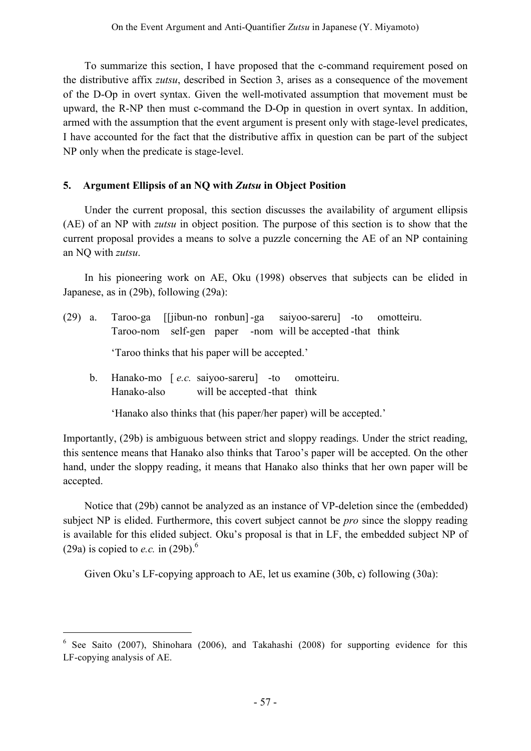To summarize this section, I have proposed that the c-command requirement posed on the distributive affix *zutsu*, described in Section 3, arises as a consequence of the movement of the D-Op in overt syntax. Given the well-motivated assumption that movement must be upward, the R-NP then must c-command the D-Op in question in overt syntax. In addition, armed with the assumption that the event argument is present only with stage-level predicates, I have accounted for the fact that the distributive affix in question can be part of the subject NP only when the predicate is stage-level.

## 5. Argument Ellipsis of an NQ with *Zutsu* in Object Position

Under the current proposal, this section discusses the availability of argument ellipsis (AE) of an NP with *zutsu* in object position. The purpose of this section is to show that the current proposal provides a means to solve a puzzle concerning the AE of an NP containing an NQ with *zutsu*.

In his pioneering work on AE, Oku (1998) observes that subjects can be elided in Japanese, as in (29b), following (29a):

(29) a. Taroo-ga [[jibun-no ronbun]-ga saiyoo-sareru] -to omotteiru.
Taroo-nom self-gen paper -nom will be accepted -that think

'Taroo thinks that his paper will be accepted.'

b. Hanako-mo [ *e.c.* saiyoo-sareru] -to omotteiru.
Hanako-also will be accepted -that think

'Hanako also thinks that (his paper/her paper) will be accepted.'

Importantly, (29b) is ambiguous between strict and sloppy readings. Under the strict reading, this sentence means that Hanako also thinks that Taroo's paper will be accepted. On the other hand, under the sloppy reading, it means that Hanako also thinks that her own paper will be accepted.

Notice that (29b) cannot be analyzed as an instance of VP-deletion since the (embedded) subject NP is elided. Furthermore, this covert subject cannot be *pro* since the sloppy reading is available for this elided subject. Oku's proposal is that in LF, the embedded subject NP of (29a) is copied to *e.c.* in (29b).[6]

Given Oku's LF-copying approach to AE, let us examine (30b, c) following (30a):

[6] See Saito (2007), Shinohara (2006), and Takahashi (2008) for supporting evidence for this LF-copying analysis of AE.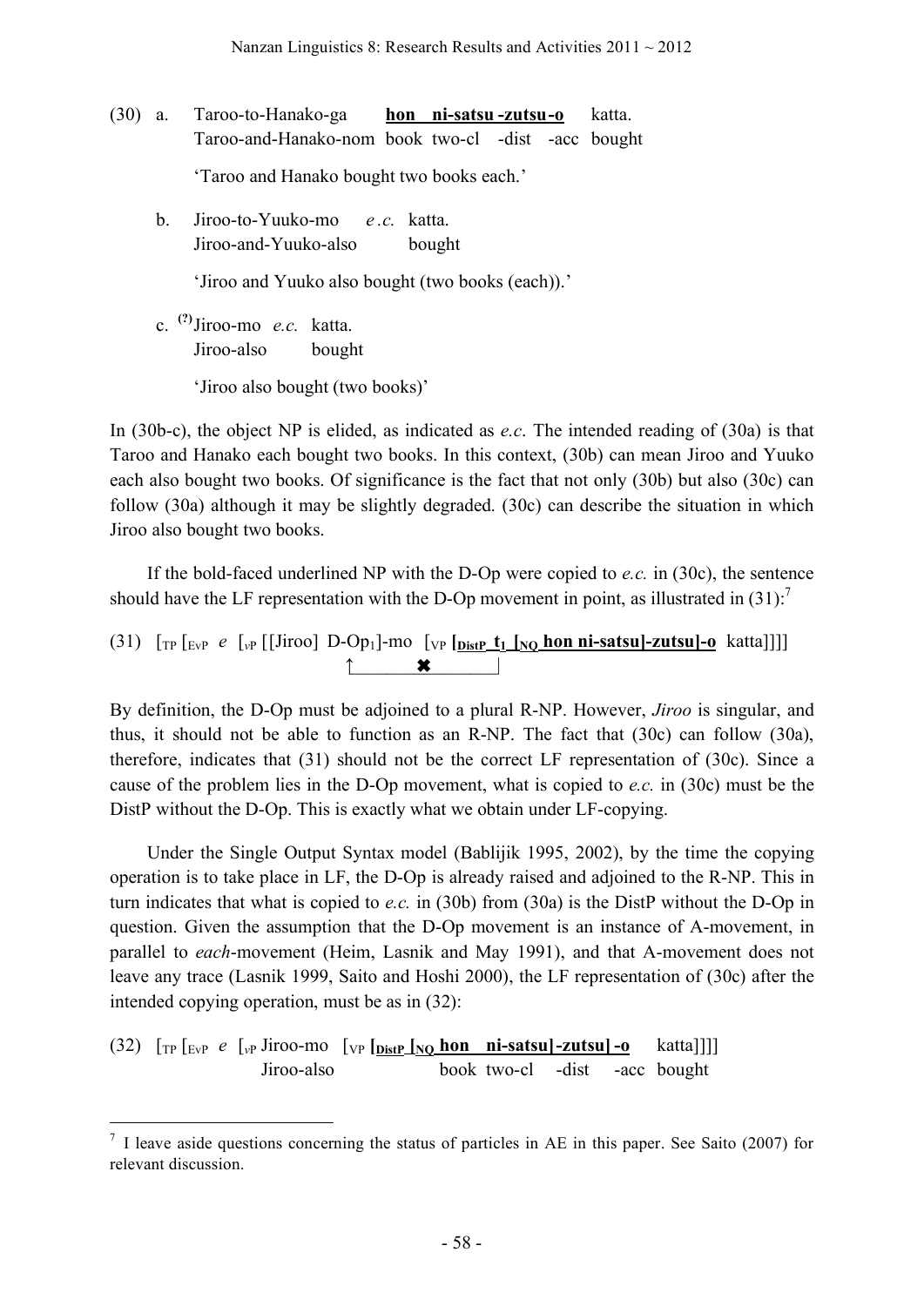(30) a. Taroo-to-Hanako-ga **<u>hon ni-satsu -zutsu -o</u>** katta.
Taroo-and-Hanako-nom book two-cl -dist -acc bought

'Taroo and Hanako bought two books each.'

b. Jiroo-to-Yuuko-mo *e.c.* katta.
Jiroo-and-Yuuko-also bought

'Jiroo and Yuuko also bought (two books (each)).'

c. [(?)]Jiroo-mo *e.c.* katta.
Jiroo-also bought

'Jiroo also bought (two books)'

In (30b-c), the object NP is elided, as indicated as *e.c*. The intended reading of (30a) is that Taroo and Hanako each bought two books. In this context, (30b) can mean Jiroo and Yuuko each also bought two books. Of significance is the fact that not only (30b) but also (30c) can follow (30a) although it may be slightly degraded. (30c) can describe the situation in which Jiroo also bought two books.

If the bold-faced underlined NP with the D-Op were copied to *e.c.* in (30c), the sentence should have the LF representation with the D-Op movement in point, as illustrated in (31):[7]

(31) $[_{TP}$ $[_{EvP}$ *e* $[_{vP}$ [[Jiroo] D-Op$_1$]-mo $[_{VP}$ **<u>$[_{DistP}$ t$_1$ $[_{NQ}$ hon ni-satsu]-zutsu]-o</u>** katta]]]]
↑_______✖_______|

By definition, the D-Op must be adjoined to a plural R-NP. However, *Jiroo* is singular, and thus, it should not be able to function as an R-NP. The fact that (30c) can follow (30a), therefore, indicates that (31) should not be the correct LF representation of (30c). Since a cause of the problem lies in the D-Op movement, what is copied to *e.c.* in (30c) must be the DistP without the D-Op. This is exactly what we obtain under LF-copying.

Under the Single Output Syntax model (Bablijik 1995, 2002), by the time the copying operation is to take place in LF, the D-Op is already raised and adjoined to the R-NP. This in turn indicates that what is copied to *e.c.* in (30b) from (30a) is the DistP without the D-Op in question. Given the assumption that the D-Op movement is an instance of A-movement, in parallel to *each*-movement (Heim, Lasnik and May 1991), and that A-movement does not leave any trace (Lasnik 1999, Saito and Hoshi 2000), the LF representation of (30c) after the intended copying operation, must be as in (32):

(32) $[_{TP}$ $[_{EvP}$ *e* $[_{vP}$ Jiroo-mo $[_{VP}$ **<u>$[_{DistP}$ $[_{NQ}$ hon ni-satsu]-zutsu]-o</u>** katta]]]]
Jiroo-also book two-cl -dist -acc bought

---

[7] I leave aside questions concerning the status of particles in AE in this paper. See Saito (2007) for relevant discussion.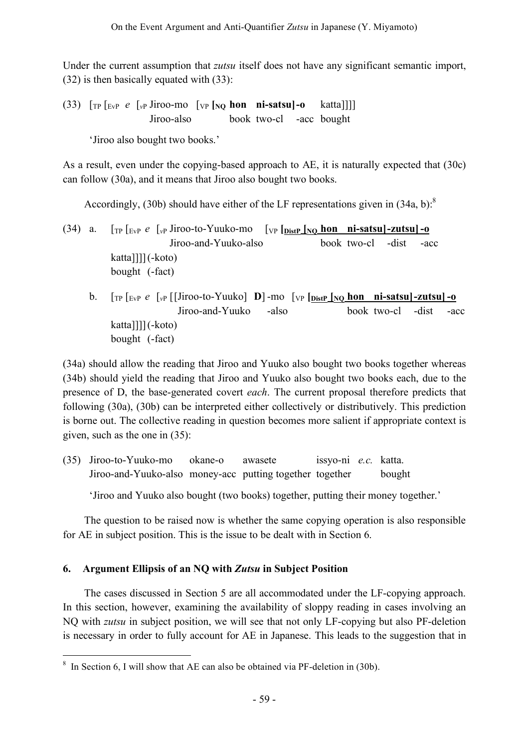Under the current assumption that *zutsu* itself does not have any significant semantic import, (32) is then basically equated with (33):

(33) [$_{TP}$ [$_{EvP}$ *e* [$_{vP}$ Jiroo-mo [$_{VP}$ **[$_{NQ}$ hon ni-satsu]-o** katta]]]]
Jiroo-also book two-cl -acc bought

'Jiroo also bought two books.'

As a result, even under the copying-based approach to AE, it is naturally expected that (30c) can follow (30a), and it means that Jiroo also bought two books.

Accordingly, (30b) should have either of the LF representations given in (34a, b):[8]

(34) a. [$_{TP}$ [$_{EvP}$ *e* [$_{vP}$ Jiroo-to-Yuuko-mo [$_{VP}$ **[$_{DistP}$ [$_{NQ}$ hon ni-satsu]-zutsu]-o**
Jiroo-and-Yuuko-also book two-cl -dist -acc
katta]]]](-koto)
bought (-fact)

b. [$_{TP}$ [$_{EvP}$ *e* [$_{vP}$ [[Jiroo-to-Yuuko] **D**]-mo [$_{VP}$ **[$_{DistP}$ [$_{NQ}$ hon ni-satsu]-zutsu]-o**
Jiroo-and-Yuuko -also book two-cl -dist -acc
katta]]]](-koto)
bought (-fact)

(34a) should allow the reading that Jiroo and Yuuko also bought two books together whereas (34b) should yield the reading that Jiroo and Yuuko also bought two books each, due to the presence of D, the base-generated covert *each*. The current proposal therefore predicts that following (30a), (30b) can be interpreted either collectively or distributively. This prediction is borne out. The collective reading in question becomes more salient if appropriate context is given, such as the one in (35):

(35) Jiroo-to-Yuuko-mo okane-o awasete issyo-ni *e.c.* katta.
Jiroo-and-Yuuko-also money-acc putting together together bought

'Jiroo and Yuuko also bought (two books) together, putting their money together.'

The question to be raised now is whether the same copying operation is also responsible for AE in subject position. This is the issue to be dealt with in Section 6.

## 6. Argument Ellipsis of an NQ with *Zutsu* in Subject Position

The cases discussed in Section 5 are all accommodated under the LF-copying approach. In this section, however, examining the availability of sloppy reading in cases involving an NQ with *zutsu* in subject position, we will see that not only LF-copying but also PF-deletion is necessary in order to fully account for AE in Japanese. This leads to the suggestion that in

---

[8] In Section 6, I will show that AE can also be obtained via PF-deletion in (30b).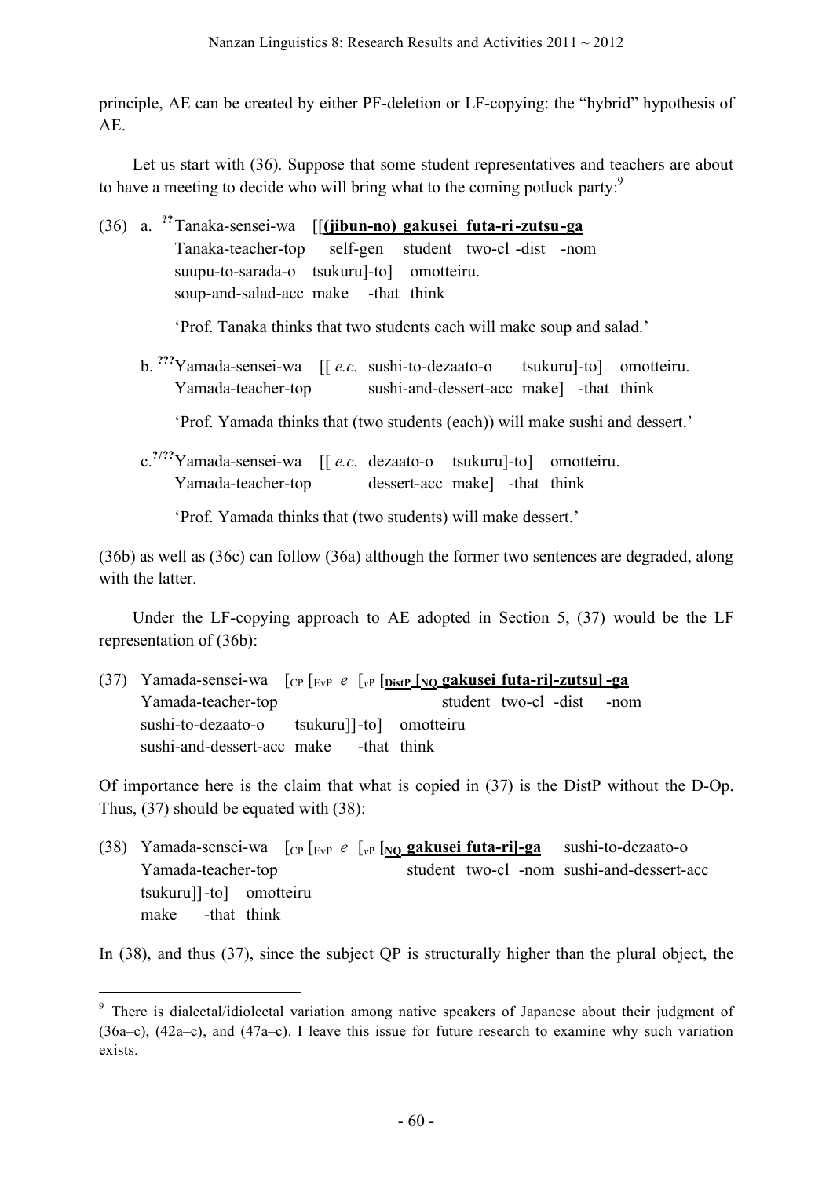principle, AE can be created by either PF-deletion or LF-copying: the "hybrid" hypothesis of AE.

Let us start with (36). Suppose that some student representatives and teachers are about to have a meeting to decide who will bring what to the coming potluck party:[9]

(36) a. ??Tanaka-sensei-wa [[**(jibun-no) gakusei futa-ri-zutsu-ga**
Tanaka-teacher-top self-gen student two-cl -dist -nom
suupu-to-sarada-o tsukuru]-to] omotteiru.
soup-and-salad-acc make -that think

'Prof. Tanaka thinks that two students each will make soup and salad.'

b. ???Yamada-sensei-wa [[ *e.c.* sushi-to-dezaato-o tsukuru]-to] omotteiru.
Yamada-teacher-top sushi-and-dessert-acc make] -that think

'Prof. Yamada thinks that (two students (each)) will make sushi and dessert.'

c. ?/??Yamada-sensei-wa [[ *e.c.* dezaato-o tsukuru]-to] omotteiru.
Yamada-teacher-top dessert-acc make] -that think

'Prof. Yamada thinks that (two students) will make dessert.'

(36b) as well as (36c) can follow (36a) although the former two sentences are degraded, along with the latter.

Under the LF-copying approach to AE adopted in Section 5, (37) would be the LF representation of (36b):

(37) Yamada-sensei-wa [$_{CP}$ [$_{EvP}$ *e* [$_{vP}$ **[$_{DistP}$ [$_{NQ}$ gakusei futa-ri]-zutsu] -ga**
Yamada-teacher-top student two-cl -dist -nom
sushi-to-dezaato-o tsukuru]]-to] omotteiru
sushi-and-dessert-acc make -that think

Of importance here is the claim that what is copied in (37) is the DistP without the D-Op. Thus, (37) should be equated with (38):

(38) Yamada-sensei-wa [$_{CP}$ [$_{EvP}$ *e* [$_{vP}$ **[$_{NQ}$ gakusei futa-ri]-ga** sushi-to-dezaato-o
Yamada-teacher-top student two-cl -nom sushi-and-dessert-acc
tsukuru]]-to] omotteiru
make -that think

In (38), and thus (37), since the subject QP is structurally higher than the plural object, the

[9] There is dialectal/idiolectal variation among native speakers of Japanese about their judgment of (36a–c), (42a–c), and (47a–c). I leave this issue for future research to examine why such variation exists.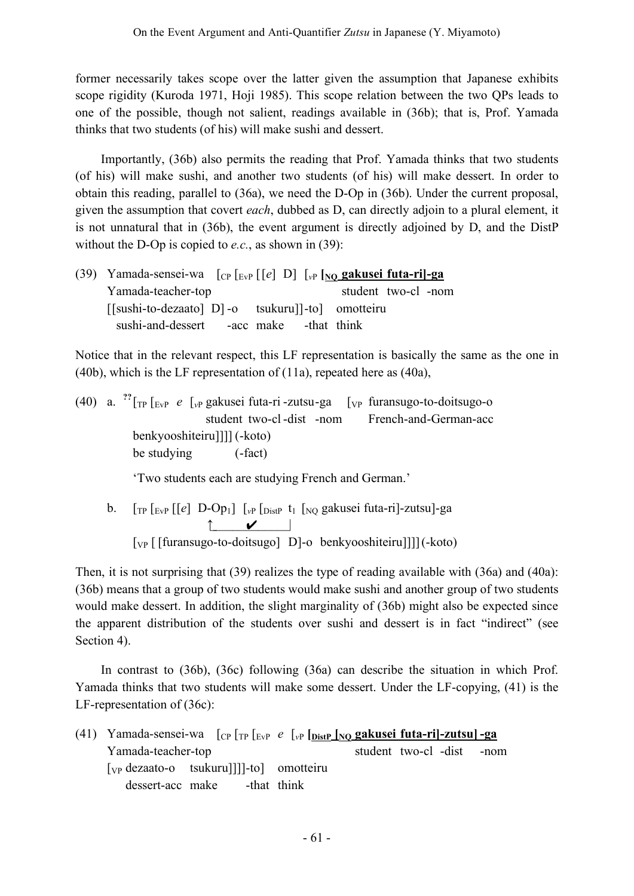former necessarily takes scope over the latter given the assumption that Japanese exhibits scope rigidity (Kuroda 1971, Hoji 1985). This scope relation between the two QPs leads to one of the possible, though not salient, readings available in (36b); that is, Prof. Yamada thinks that two students (of his) will make sushi and dessert.

Importantly, (36b) also permits the reading that Prof. Yamada thinks that two students (of his) will make sushi, and another two students (of his) will make dessert. In order to obtain this reading, parallel to (36a), we need the D-Op in (36b). Under the current proposal, given the assumption that covert *each*, dubbed as D, can directly adjoin to a plural element, it is not unnatural that in (36b), the event argument is directly adjoined by D, and the DistP without the D-Op is copied to *e.c.*, as shown in (39):

(39) Yamada-sensei-wa [$_{CP}$ [$_{EvP}$ [[*e*] D] [$_{vP}$ **[$_{NQ}$ gakusei futa-ri]-ga**
  Yamada-teacher-top student two-cl -nom
  [[sushi-to-dezaato] D]-o tsukuru]]-to] omotteiru
  sushi-and-dessert -acc make -that think

Notice that in the relevant respect, this LF representation is basically the same as the one in (40b), which is the LF representation of (11a), repeated here as (40a),

(40) a. ??[$_{TP}$ [$_{EvP}$ *e* [$_{vP}$ gakusei futa-ri -zutsu-ga [$_{VP}$ furansugo-to-doitsugo-o
  student two-cl -dist -nom French-and-German-acc
  benkyooshiteiru]]]] (-koto)
  be studying (-fact)

  'Two students each are studying French and German.'

b. [$_{TP}$ [$_{EvP}$ [[*e*] D-Op$_1$] [$_{vP}$ [$_{DistP}$ t$_1$ [$_{NQ}$ gakusei futa-ri]-zutsu]-ga
  ↑___✔___|
  [$_{VP}$ [ [furansugo-to-doitsugo] D]-o benkyooshiteiru]]]] (-koto)

Then, it is not surprising that (39) realizes the type of reading available with (36a) and (40a): (36b) means that a group of two students would make sushi and another group of two students would make dessert. In addition, the slight marginality of (36b) might also be expected since the apparent distribution of the students over sushi and dessert is in fact "indirect" (see Section 4).

In contrast to (36b), (36c) following (36a) can describe the situation in which Prof. Yamada thinks that two students will make some dessert. Under the LF-copying, (41) is the LF-representation of (36c):

(41) Yamada-sensei-wa [$_{CP}$ [$_{TP}$ [$_{EvP}$ *e* [$_{vP}$ **[$_{DistP}$ [$_{NQ}$ gakusei futa-ri]-zutsu] -ga**
  Yamada-teacher-top student two-cl -dist -nom
  [$_{VP}$ dezaato-o tsukuru]]]]-to] omotteiru
  dessert-acc make -that think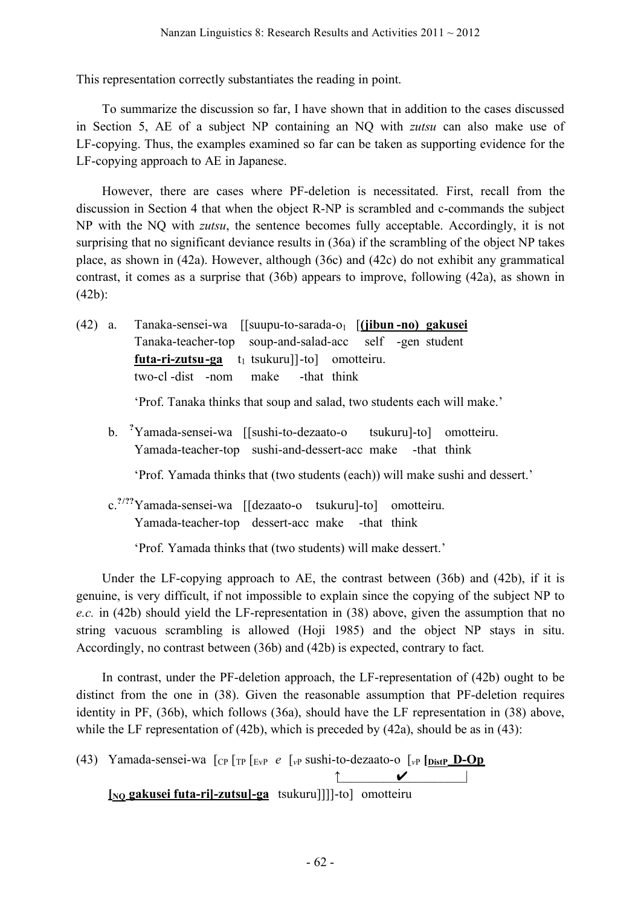This representation correctly substantiates the reading in point.

To summarize the discussion so far, I have shown that in addition to the cases discussed in Section 5, AE of a subject NP containing an NQ with *zutsu* can also make use of LF-copying. Thus, the examples examined so far can be taken as supporting evidence for the LF-copying approach to AE in Japanese.

However, there are cases where PF-deletion is necessitated. First, recall from the discussion in Section 4 that when the object R-NP is scrambled and c-commands the subject NP with the NQ with *zutsu*, the sentence becomes fully acceptable. Accordingly, it is not surprising that no significant deviance results in (36a) if the scrambling of the object NP takes place, as shown in (42a). However, although (36c) and (42c) do not exhibit any grammatical contrast, it comes as a surprise that (36b) appears to improve, following (42a), as shown in (42b):

(42) a. Tanaka-sensei-wa [[suupu-to-sarada-o$_1$ [**(jibun -no) gakusei** 
Tanaka-teacher-top soup-and-salad-acc self -gen student
**futa-ri-zutsu-ga** t$_1$ tsukuru]]-to] omotteiru.
two-cl -dist -nom make -that think

'Prof. Tanaka thinks that soup and salad, two students each will make.'

b. ${}^{?}$Yamada-sensei-wa [[sushi-to-dezaato-o tsukuru]-to] omotteiru.
Yamada-teacher-top sushi-and-dessert-acc make -that think

'Prof. Yamada thinks that (two students (each)) will make sushi and dessert.'

c. ${}^{?/??}$Yamada-sensei-wa [[dezaato-o tsukuru]-to] omotteiru.
Yamada-teacher-top dessert-acc make -that think

'Prof. Yamada thinks that (two students) will make dessert.'

Under the LF-copying approach to AE, the contrast between (36b) and (42b), if it is genuine, is very difficult, if not impossible to explain since the copying of the subject NP to *e.c.* in (42b) should yield the LF-representation in (38) above, given the assumption that no string vacuous scrambling is allowed (Hoji 1985) and the object NP stays in situ. Accordingly, no contrast between (36b) and (42b) is expected, contrary to fact.

In contrast, under the PF-deletion approach, the LF-representation of (42b) ought to be distinct from the one in (38). Given the reasonable assumption that PF-deletion requires identity in PF, (36b), which follows (36a), should have the LF representation in (38) above, while the LF representation of (42b), which is preceded by (42a), should be as in (43):

(43) Yamada-sensei-wa [$_{CP}$ [$_{TP}$ [$_{EvP}$ *e* [$_{vP}$ sushi-to-dezaato-o [$_{vP}$ **[$_{DistP}$ D-Op**
↑__________✔__________|
**[$_{NQ}$ gakusei futa-ri]-zutsu]-ga** tsukuru]]]]-to] omotteiru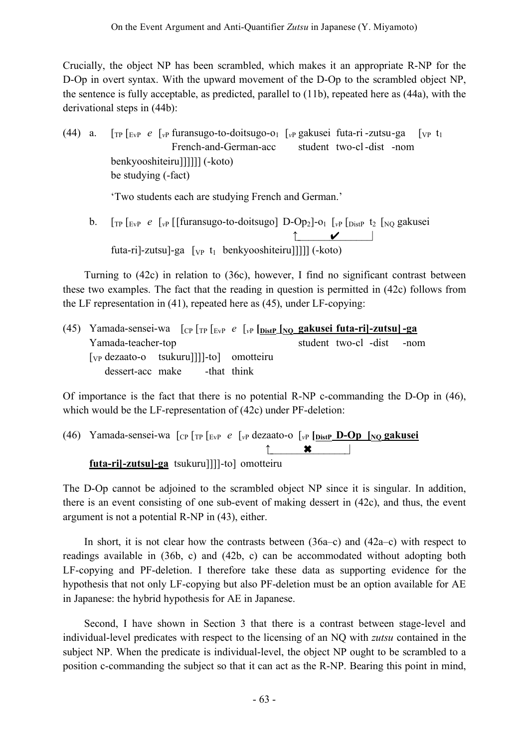Crucially, the object NP has been scrambled, which makes it an appropriate R-NP for the D-Op in overt syntax. With the upward movement of the D-Op to the scrambled object NP, the sentence is fully acceptable, as predicted, parallel to (11b), repeated here as (44a), with the derivational steps in (44b):

(44) a. [$_{TP}$ [$_{EvP}$ *e* [$_{vP}$ furansugo-to-doitsugo-o$_1$ [$_{vP}$ gakusei futa-ri -zutsu-ga [$_{VP}$ t$_1$
French-and-German-acc student two-cl -dist -nom
benkyooshiteiru]]]]]] (-koto)
be studying (-fact)

'Two students each are studying French and German.'

b. [$_{TP}$ [$_{EvP}$ *e* [$_{vP}$ [[furansugo-to-doitsugo] D-Op$_2$]-o$_1$ [$_{vP}$ [$_{DistP}$ t$_2$ [$_{NQ}$ gakusei
↑______✔______|
futa-ri]-zutsu]-ga [$_{VP}$ t$_1$ benkyooshiteiru]]]]] (-koto)

Turning to (42c) in relation to (36c), however, I find no significant contrast between these two examples. The fact that the reading in question is permitted in (42c) follows from the LF representation in (41), repeated here as (45), under LF-copying:

(45) Yamada-sensei-wa [$_{CP}$ [$_{TP}$ [$_{EvP}$ *e* [$_{vP}$ **[$_{DistP}$ [$_{NQ}$ gakusei futa-ri]-zutsu] -ga**
Yamada-teacher-top student two-cl -dist -nom
[$_{VP}$ dezaato-o tsukuru]]]]-to] omotteiru
dessert-acc make -that think

Of importance is the fact that there is no potential R-NP c-commanding the D-Op in (46), which would be the LF-representation of (42c) under PF-deletion:

(46) Yamada-sensei-wa [$_{CP}$ [$_{TP}$ [$_{EvP}$ *e* [$_{vP}$ dezaato-o [$_{vP}$ **[$_{DistP}$ D-Op [$_{NQ}$ gakusei**
↑______✖______|
**futa-ri]-zutsu]-ga** tsukuru]]]]-to] omotteiru

The D-Op cannot be adjoined to the scrambled object NP since it is singular. In addition, there is an event consisting of one sub-event of making dessert in (42c), and thus, the event argument is not a potential R-NP in (43), either.

In short, it is not clear how the contrasts between (36a–c) and (42a–c) with respect to readings available in (36b, c) and (42b, c) can be accommodated without adopting both LF-copying and PF-deletion. I therefore take these data as supporting evidence for the hypothesis that not only LF-copying but also PF-deletion must be an option available for AE in Japanese: the hybrid hypothesis for AE in Japanese.

Second, I have shown in Section 3 that there is a contrast between stage-level and individual-level predicates with respect to the licensing of an NQ with *zutsu* contained in the subject NP. When the predicate is individual-level, the object NP ought to be scrambled to a position c-commanding the subject so that it can act as the R-NP. Bearing this point in mind,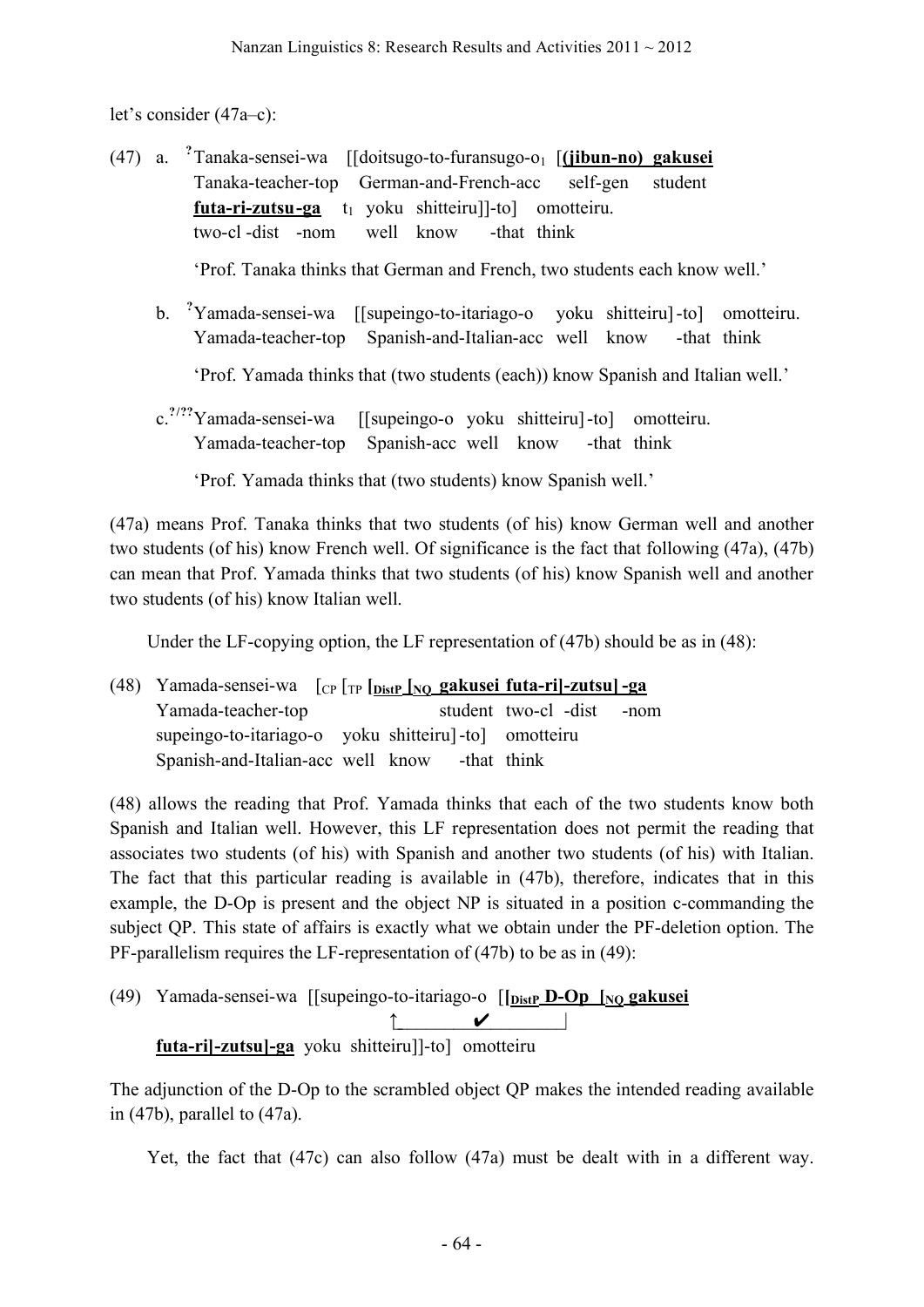let's consider (47a–c):

(47) a. [?]Tanaka-sensei-wa [[doitsugo-to-furansugo-o$_1$ [**(jibun-no) gakusei**
    Tanaka-teacher-top German-and-French-acc self-gen student
    **futa-ri-zutsu-ga** t$_1$ yoku shitteiru]]-to] omotteiru.
    two-cl -dist -nom well know -that think

    'Prof. Tanaka thinks that German and French, two students each know well.'

  b. [?]Yamada-sensei-wa [[supeingo-to-itariago-o yoku shitteiru]-to] omotteiru.
    Yamada-teacher-top Spanish-and-Italian-acc well know -that think

    'Prof. Yamada thinks that (two students (each)) know Spanish and Italian well.'

  c. [?/??]Yamada-sensei-wa [[supeingo-o yoku shitteiru]-to] omotteiru.
    Yamada-teacher-top Spanish-acc well know -that think

    'Prof. Yamada thinks that (two students) know Spanish well.'

(47a) means Prof. Tanaka thinks that two students (of his) know German well and another two students (of his) know French well. Of significance is the fact that following (47a), (47b) can mean that Prof. Yamada thinks that two students (of his) know Spanish well and another two students (of his) know Italian well.

Under the LF-copying option, the LF representation of (47b) should be as in (48):

(48) Yamada-sensei-wa [$_{CP}$ [$_{TP}$ **[$_{DistP}$ [$_{NQ}$ gakusei futa-ri]-zutsu]-ga**
    Yamada-teacher-top student two-cl -dist -nom
    supeingo-to-itariago-o yoku shitteiru]-to] omotteiru
    Spanish-and-Italian-acc well know -that think

(48) allows the reading that Prof. Yamada thinks that each of the two students know both Spanish and Italian well. However, this LF representation does not permit the reading that associates two students (of his) with Spanish and another two students (of his) with Italian. The fact that this particular reading is available in (47b), therefore, indicates that in this example, the D-Op is present and the object NP is situated in a position c-commanding the subject QP. This state of affairs is exactly what we obtain under the PF-deletion option. The PF-parallelism requires the LF-representation of (47b) to be as in (49):

(49) Yamada-sensei-wa [[supeingo-to-itariago-o [**[$_{DistP}$ D-Op [$_{NQ}$ gakusei**
    ↑________✔________|
    **futa-ri]-zutsu]-ga** yoku shitteiru]]-to] omotteiru

The adjunction of the D-Op to the scrambled object QP makes the intended reading available in (47b), parallel to (47a).

Yet, the fact that (47c) can also follow (47a) must be dealt with in a different way.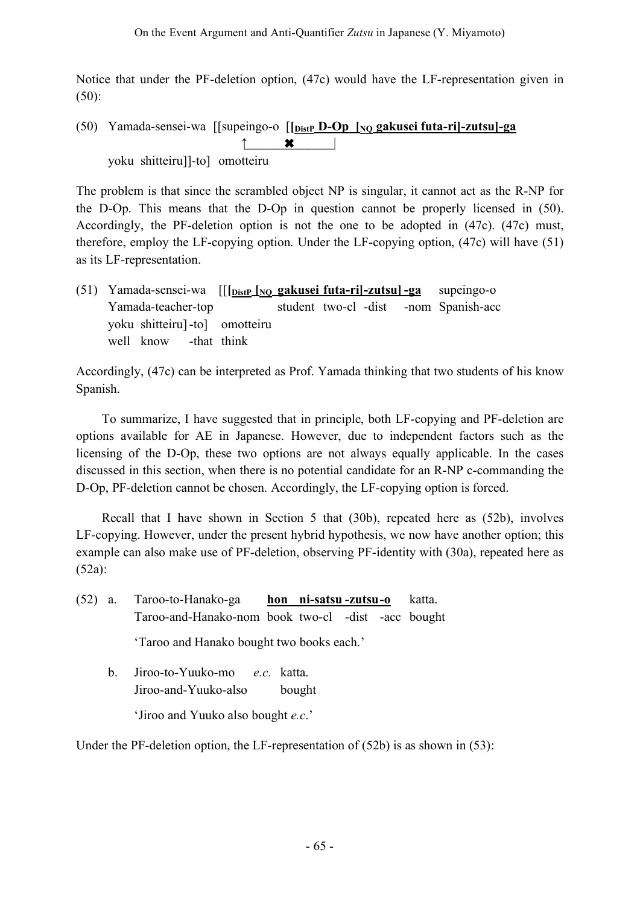Notice that under the PF-deletion option, (47c) would have the LF-representation given in (50):

(50) Yamada-sensei-wa [[supeingo-o [**[$_{DistP}$ D-Op [$_{NQ}$ gakusei futa-ri]-zutsu]-ga**

↑______✖______|

yoku shitteiru]]-to] omotteiru

The problem is that since the scrambled object NP is singular, it cannot act as the R-NP for the D-Op. This means that the D-Op in question cannot be properly licensed in (50). Accordingly, the PF-deletion option is not the one to be adopted in (47c). (47c) must, therefore, employ the LF-copying option. Under the LF-copying option, (47c) will have (51) as its LF-representation.

(51) Yamada-sensei-wa [[**[$_{DistP}$ [$_{NQ}$ gakusei futa-ri]-zutsu] -ga** supeingo-o
Yamada-teacher-top student two-cl -dist -nom Spanish-acc
yoku shitteiru] -to] omotteiru
well know -that think

Accordingly, (47c) can be interpreted as Prof. Yamada thinking that two students of his know Spanish.

To summarize, I have suggested that in principle, both LF-copying and PF-deletion are options available for AE in Japanese. However, due to independent factors such as the licensing of the D-Op, these two options are not always equally applicable. In the cases discussed in this section, when there is no potential candidate for an R-NP c-commanding the D-Op, PF-deletion cannot be chosen. Accordingly, the LF-copying option is forced.

Recall that I have shown in Section 5 that (30b), repeated here as (52b), involves LF-copying. However, under the present hybrid hypothesis, we now have another option; this example can also make use of PF-deletion, observing PF-identity with (30a), repeated here as (52a):

(52) a. Taroo-to-Hanako-ga **hon ni-satsu -zutsu-o** katta.
Taroo-and-Hanako-nom book two-cl -dist -acc bought

'Taroo and Hanako bought two books each.'

b. Jiroo-to-Yuuko-mo *e.c.* katta.
Jiroo-and-Yuuko-also bought

'Jiroo and Yuuko also bought *e.c.*'

Under the PF-deletion option, the LF-representation of (52b) is as shown in (53):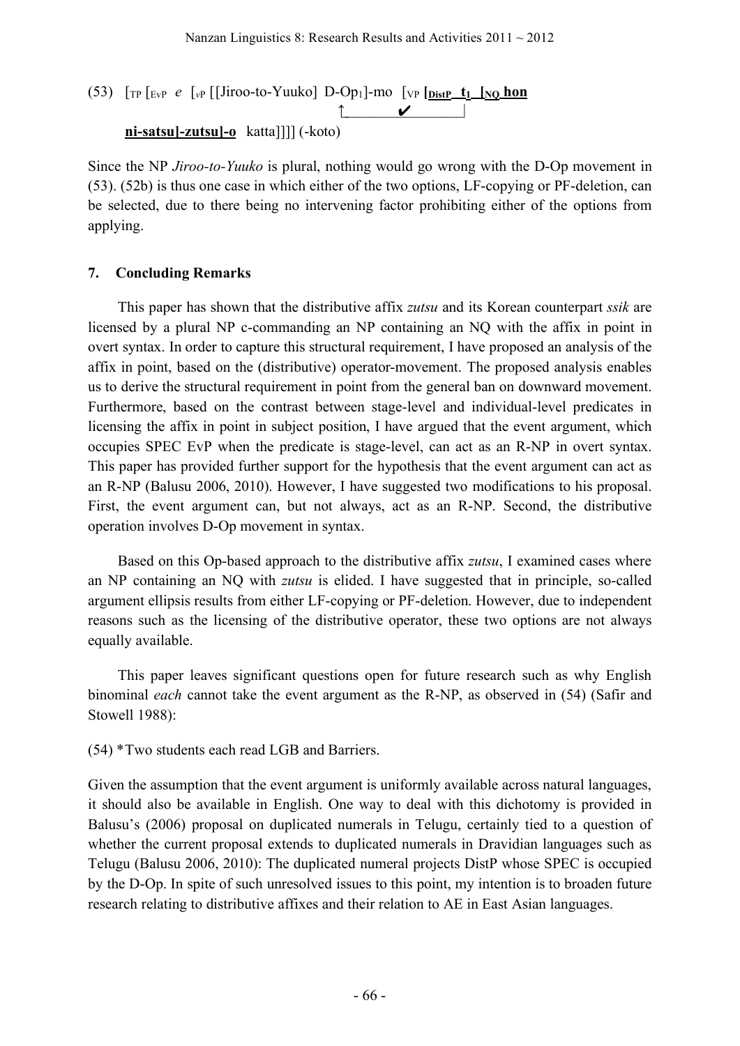(53) [TP [EvP *e* [vP [[Jiroo-to-Yuuko] D-Op1]-mo [VP **[DistP t1 [NQ hon ni-satsu]-zutsu]-o** katta]]]] (-koto)

↑_______✔_______|

Since the NP *Jiroo-to-Yuuko* is plural, nothing would go wrong with the D-Op movement in (53). (52b) is thus one case in which either of the two options, LF-copying or PF-deletion, can be selected, due to there being no intervening factor prohibiting either of the options from applying.

## 7. Concluding Remarks

This paper has shown that the distributive affix *zutsu* and its Korean counterpart *ssik* are licensed by a plural NP c-commanding an NP containing an NQ with the affix in point in overt syntax. In order to capture this structural requirement, I have proposed an analysis of the affix in point, based on the (distributive) operator-movement. The proposed analysis enables us to derive the structural requirement in point from the general ban on downward movement. Furthermore, based on the contrast between stage-level and individual-level predicates in licensing the affix in point in subject position, I have argued that the event argument, which occupies SPEC EvP when the predicate is stage-level, can act as an R-NP in overt syntax. This paper has provided further support for the hypothesis that the event argument can act as an R-NP (Balusu 2006, 2010). However, I have suggested two modifications to his proposal. First, the event argument can, but not always, act as an R-NP. Second, the distributive operation involves D-Op movement in syntax.

Based on this Op-based approach to the distributive affix *zutsu*, I examined cases where an NP containing an NQ with *zutsu* is elided. I have suggested that in principle, so-called argument ellipsis results from either LF-copying or PF-deletion. However, due to independent reasons such as the licensing of the distributive operator, these two options are not always equally available.

This paper leaves significant questions open for future research such as why English binominal *each* cannot take the event argument as the R-NP, as observed in (54) (Safir and Stowell 1988):

(54) *Two students each read LGB and Barriers.

Given the assumption that the event argument is uniformly available across natural languages, it should also be available in English. One way to deal with this dichotomy is provided in Balusu's (2006) proposal on duplicated numerals in Telugu, certainly tied to a question of whether the current proposal extends to duplicated numerals in Dravidian languages such as Telugu (Balusu 2006, 2010): The duplicated numeral projects DistP whose SPEC is occupied by the D-Op. In spite of such unresolved issues to this point, my intention is to broaden future research relating to distributive affixes and their relation to AE in East Asian languages.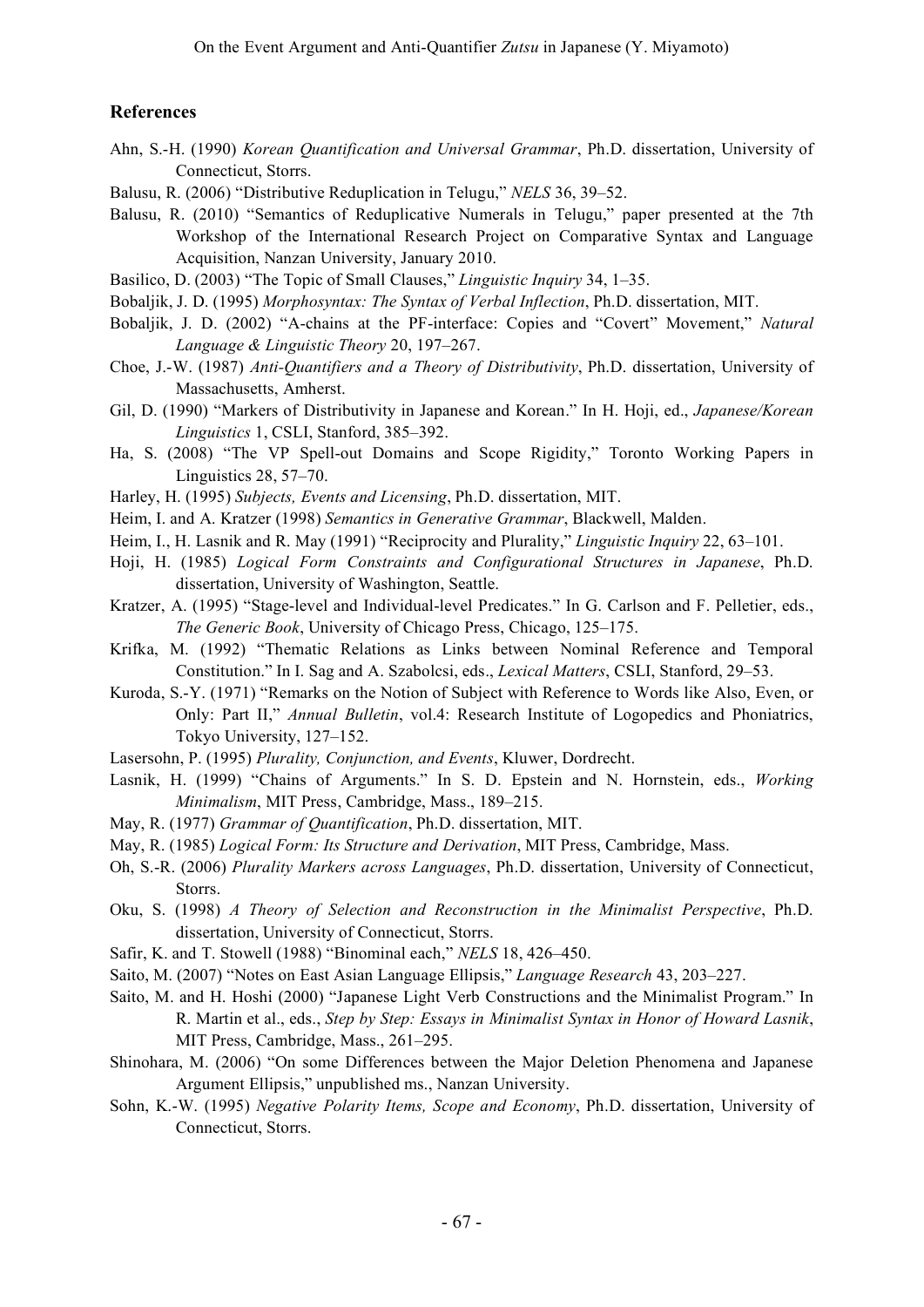## References

Ahn, S.-H. (1990) *Korean Quantification and Universal Grammar*, Ph.D. dissertation, University of Connecticut, Storrs.

Balusu, R. (2006) "Distributive Reduplication in Telugu," *NELS* 36, 39–52.

Balusu, R. (2010) "Semantics of Reduplicative Numerals in Telugu," paper presented at the 7th Workshop of the International Research Project on Comparative Syntax and Language Acquisition, Nanzan University, January 2010.

Basilico, D. (2003) "The Topic of Small Clauses," *Linguistic Inquiry* 34, 1–35.

Bobaljik, J. D. (1995) *Morphosyntax: The Syntax of Verbal Inflection*, Ph.D. dissertation, MIT.

Bobaljik, J. D. (2002) "A-chains at the PF-interface: Copies and "Covert" Movement," *Natural Language & Linguistic Theory* 20, 197–267.

Choe, J.-W. (1987) *Anti-Quantifiers and a Theory of Distributivity*, Ph.D. dissertation, University of Massachusetts, Amherst.

Gil, D. (1990) "Markers of Distributivity in Japanese and Korean." In H. Hoji, ed., *Japanese/Korean Linguistics* 1, CSLI, Stanford, 385–392.

Ha, S. (2008) "The VP Spell-out Domains and Scope Rigidity," Toronto Working Papers in Linguistics 28, 57–70.

Harley, H. (1995) *Subjects, Events and Licensing*, Ph.D. dissertation, MIT.

Heim, I. and A. Kratzer (1998) *Semantics in Generative Grammar*, Blackwell, Malden.

Heim, I., H. Lasnik and R. May (1991) "Reciprocity and Plurality," *Linguistic Inquiry* 22, 63–101.

Hoji, H. (1985) *Logical Form Constraints and Configurational Structures in Japanese*, Ph.D. dissertation, University of Washington, Seattle.

Kratzer, A. (1995) "Stage-level and Individual-level Predicates." In G. Carlson and F. Pelletier, eds., *The Generic Book*, University of Chicago Press, Chicago, 125–175.

Krifka, M. (1992) "Thematic Relations as Links between Nominal Reference and Temporal Constitution." In I. Sag and A. Szabolcsi, eds., *Lexical Matters*, CSLI, Stanford, 29–53.

Kuroda, S.-Y. (1971) "Remarks on the Notion of Subject with Reference to Words like Also, Even, or Only: Part II," *Annual Bulletin*, vol.4: Research Institute of Logopedics and Phoniatrics, Tokyo University, 127–152.

Lasersohn, P. (1995) *Plurality, Conjunction, and Events*, Kluwer, Dordrecht.

Lasnik, H. (1999) "Chains of Arguments." In S. D. Epstein and N. Hornstein, eds., *Working Minimalism*, MIT Press, Cambridge, Mass., 189–215.

May, R. (1977) *Grammar of Quantification*, Ph.D. dissertation, MIT.

May, R. (1985) *Logical Form: Its Structure and Derivation*, MIT Press, Cambridge, Mass.

Oh, S.-R. (2006) *Plurality Markers across Languages*, Ph.D. dissertation, University of Connecticut, Storrs.

Oku, S. (1998) *A Theory of Selection and Reconstruction in the Minimalist Perspective*, Ph.D. dissertation, University of Connecticut, Storrs.

Safir, K. and T. Stowell (1988) "Binominal each," *NELS* 18, 426–450.

Saito, M. (2007) "Notes on East Asian Language Ellipsis," *Language Research* 43, 203–227.

Saito, M. and H. Hoshi (2000) "Japanese Light Verb Constructions and the Minimalist Program." In R. Martin et al., eds., *Step by Step: Essays in Minimalist Syntax in Honor of Howard Lasnik*, MIT Press, Cambridge, Mass., 261–295.

Shinohara, M. (2006) "On some Differences between the Major Deletion Phenomena and Japanese Argument Ellipsis," unpublished ms., Nanzan University.

Sohn, K.-W. (1995) *Negative Polarity Items, Scope and Economy*, Ph.D. dissertation, University of Connecticut, Storrs.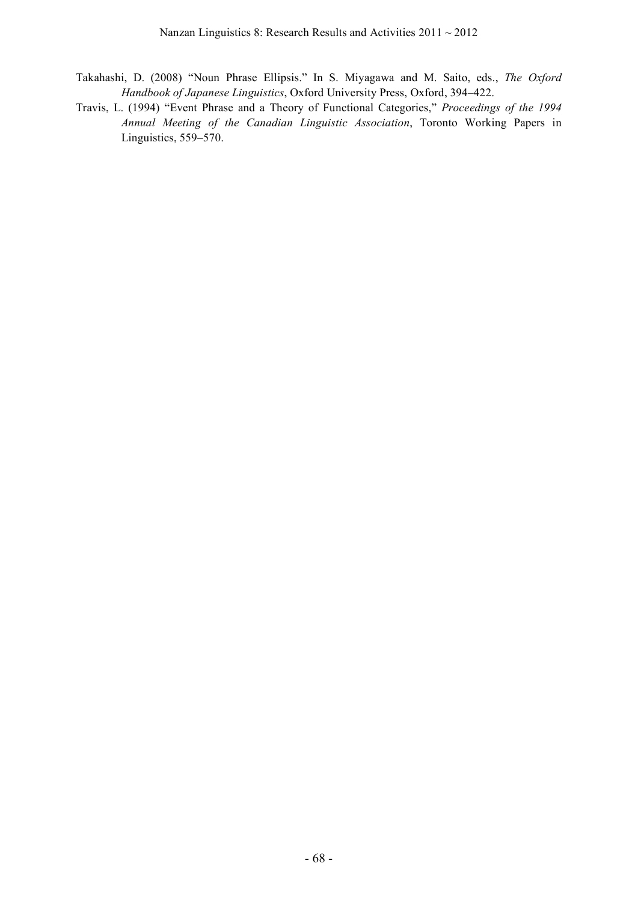Takahashi, D. (2008) "Noun Phrase Ellipsis." In S. Miyagawa and M. Saito, eds., *The Oxford Handbook of Japanese Linguistics*, Oxford University Press, Oxford, 394–422.

Travis, L. (1994) "Event Phrase and a Theory of Functional Categories," *Proceedings of the 1994 Annual Meeting of the Canadian Linguistic Association*, Toronto Working Papers in Linguistics, 559–570.